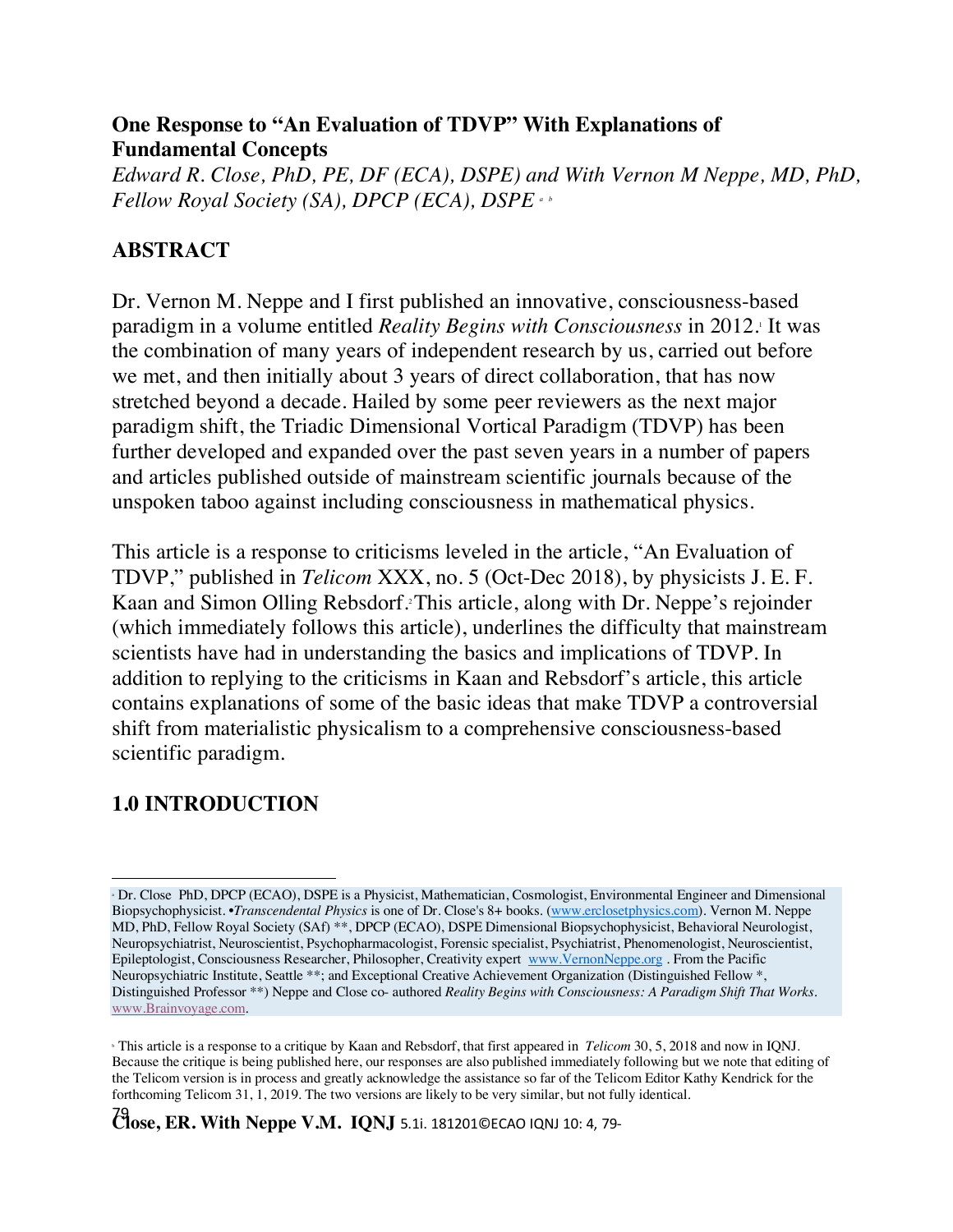# One Response to "An Evaluation of TDVP" With Explanations of Fundamental Concepts

*Edward R. Close, PhD, PE, DF (ECA), DSPE) and With Vernon M Neppe, MD, PhD, Fellow Royal Society (SA), DPCP (ECA), DSPE* [a] [b]

## ABSTRACT

Dr. Vernon M. Neppe and I first published an innovative, consciousness-based paradigm in a volume entitled *Reality Begins with Consciousness* in 2012.[1] It was the combination of many years of independent research by us, carried out before we met, and then initially about 3 years of direct collaboration, that has now stretched beyond a decade. Hailed by some peer reviewers as the next major paradigm shift, the Triadic Dimensional Vortical Paradigm (TDVP) has been further developed and expanded over the past seven years in a number of papers and articles published outside of mainstream scientific journals because of the unspoken taboo against including consciousness in mathematical physics.

This article is a response to criticisms leveled in the article, "An Evaluation of TDVP," published in *Telicom* XXX, no. 5 (Oct-Dec 2018), by physicists J. E. F. Kaan and Simon Olling Rebsdorf.[2] This article, along with Dr. Neppe's rejoinder (which immediately follows this article), underlines the difficulty that mainstream scientists have had in understanding the basics and implications of TDVP. In addition to replying to the criticisms in Kaan and Rebsdorf's article, this article contains explanations of some of the basic ideas that make TDVP a controversial shift from materialistic physicalism to a comprehensive consciousness-based scientific paradigm.

## 1.0 INTRODUCTION

---

[a] Dr. Close PhD, DPCP (ECAO), DSPE is a Physicist, Mathematician, Cosmologist, Environmental Engineer and Dimensional Biopsychophysicist. •*Transcendental Physics* is one of Dr. Close's 8+ books. (www.erclosetphysics.com). Vernon M. Neppe MD, PhD, Fellow Royal Society (SAf) **, DPCP (ECAO), DSPE Dimensional Biopsychophysicist, Behavioral Neurologist, Neuropsychiatrist, Neuroscientist, Psychopharmacologist, Forensic specialist, Psychiatrist, Phenomenologist, Neuroscientist, Epileptologist, Consciousness Researcher, Philosopher, Creativity expert www.VernonNeppe.org . From the Pacific Neuropsychiatric Institute, Seattle **; and Exceptional Creative Achievement Organization (Distinguished Fellow *, Distinguished Professor **) Neppe and Close co- authored *Reality Begins with Consciousness: A Paradigm Shift That Works.* www.Brainvoyage.com.

[b] This article is a response to a critique by Kaan and Rebsdorf, that first appeared in *Telicom* 30, 5, 2018 and now in IQNJ. Because the critique is being published here, our responses are also published immediately following but we note that editing of the Telicom version is in process and greatly acknowledge the assistance so far of the Telicom Editor Kathy Kendrick for the forthcoming Telicom 31, 1, 2019. The two versions are likely to be very similar, but not fully identical.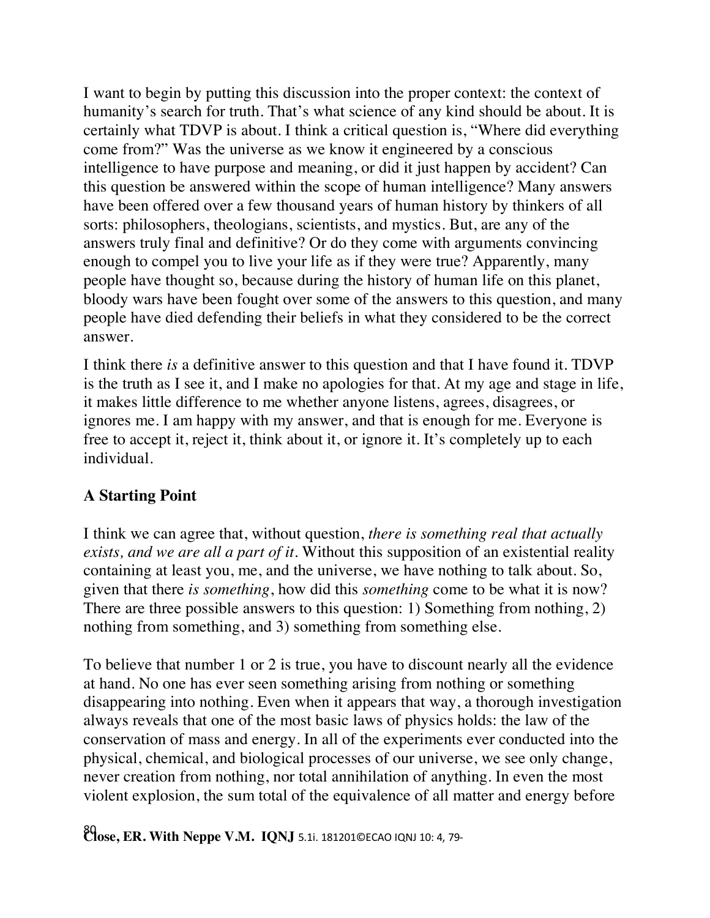I want to begin by putting this discussion into the proper context: the context of humanity's search for truth. That's what science of any kind should be about. It is certainly what TDVP is about. I think a critical question is, "Where did everything come from?" Was the universe as we know it engineered by a conscious intelligence to have purpose and meaning, or did it just happen by accident? Can this question be answered within the scope of human intelligence? Many answers have been offered over a few thousand years of human history by thinkers of all sorts: philosophers, theologians, scientists, and mystics. But, are any of the answers truly final and definitive? Or do they come with arguments convincing enough to compel you to live your life as if they were true? Apparently, many people have thought so, because during the history of human life on this planet, bloody wars have been fought over some of the answers to this question, and many people have died defending their beliefs in what they considered to be the correct answer.

I think there *is* a definitive answer to this question and that I have found it. TDVP is the truth as I see it, and I make no apologies for that. At my age and stage in life, it makes little difference to me whether anyone listens, agrees, disagrees, or ignores me. I am happy with my answer, and that is enough for me. Everyone is free to accept it, reject it, think about it, or ignore it. It's completely up to each individual.

### A Starting Point

I think we can agree that, without question, *there is something real that actually exists, and we are all a part of it*. Without this supposition of an existential reality containing at least you, me, and the universe, we have nothing to talk about. So, given that there *is something*, how did this *something* come to be what it is now? There are three possible answers to this question: 1) Something from nothing, 2) nothing from something, and 3) something from something else.

To believe that number 1 or 2 is true, you have to discount nearly all the evidence at hand. No one has ever seen something arising from nothing or something disappearing into nothing. Even when it appears that way, a thorough investigation always reveals that one of the most basic laws of physics holds: the law of the conservation of mass and energy. In all of the experiments ever conducted into the physical, chemical, and biological processes of our universe, we see only change, never creation from nothing, nor total annihilation of anything. In even the most violent explosion, the sum total of the equivalence of all matter and energy before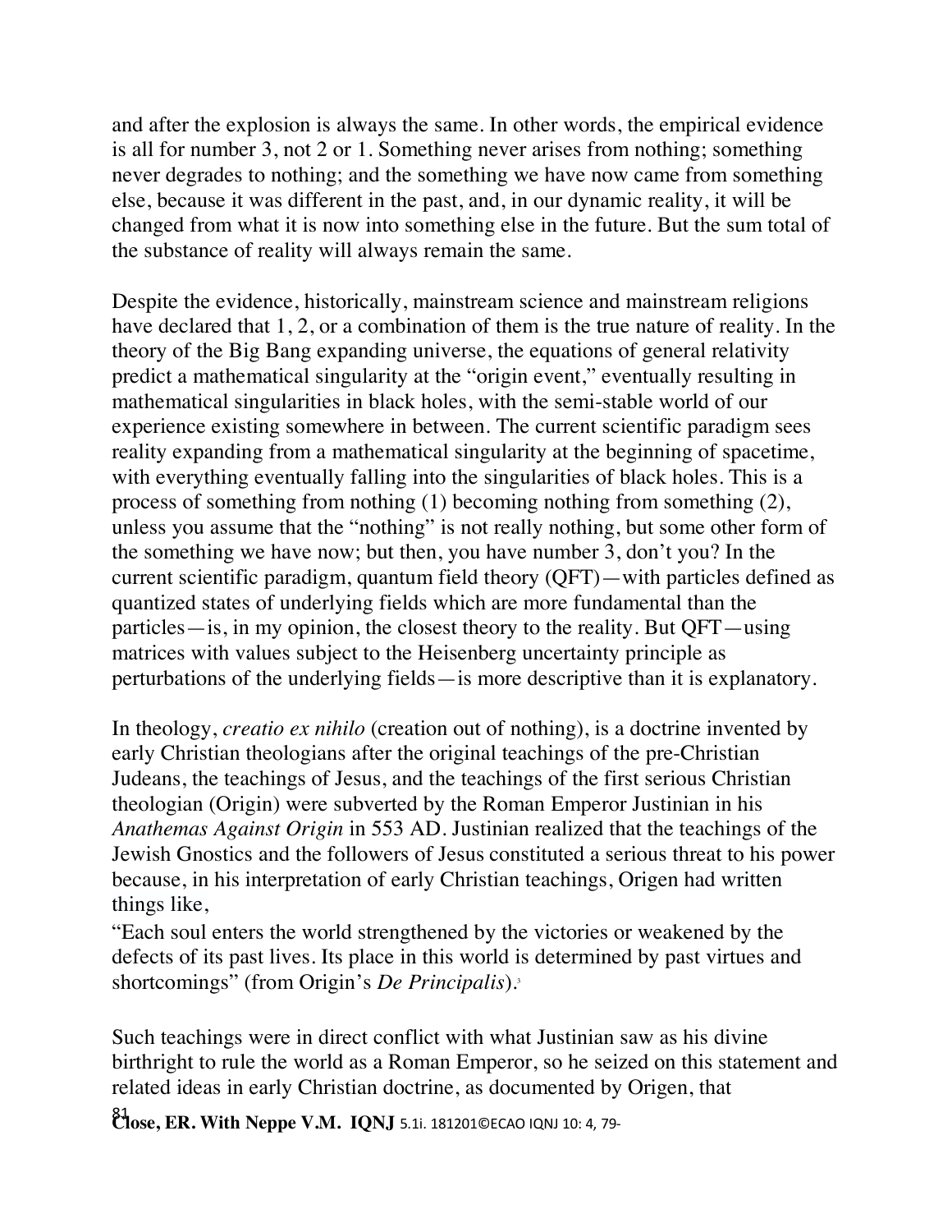and after the explosion is always the same. In other words, the empirical evidence is all for number 3, not 2 or 1. Something never arises from nothing; something never degrades to nothing; and the something we have now came from something else, because it was different in the past, and, in our dynamic reality, it will be changed from what it is now into something else in the future. But the sum total of the substance of reality will always remain the same.

Despite the evidence, historically, mainstream science and mainstream religions have declared that 1, 2, or a combination of them is the true nature of reality. In the theory of the Big Bang expanding universe, the equations of general relativity predict a mathematical singularity at the "origin event," eventually resulting in mathematical singularities in black holes, with the semi-stable world of our experience existing somewhere in between. The current scientific paradigm sees reality expanding from a mathematical singularity at the beginning of spacetime, with everything eventually falling into the singularities of black holes. This is a process of something from nothing (1) becoming nothing from something (2), unless you assume that the "nothing" is not really nothing, but some other form of the something we have now; but then, you have number 3, don't you? In the current scientific paradigm, quantum field theory (QFT)—with particles defined as quantized states of underlying fields which are more fundamental than the particles—is, in my opinion, the closest theory to the reality. But QFT—using matrices with values subject to the Heisenberg uncertainty principle as perturbations of the underlying fields—is more descriptive than it is explanatory.

In theology, *creatio ex nihilo* (creation out of nothing), is a doctrine invented by early Christian theologians after the original teachings of the pre-Christian Judeans, the teachings of Jesus, and the teachings of the first serious Christian theologian (Origin) were subverted by the Roman Emperor Justinian in his *Anathemas Against Origin* in 553 AD. Justinian realized that the teachings of the Jewish Gnostics and the followers of Jesus constituted a serious threat to his power because, in his interpretation of early Christian teachings, Origen had written things like,

"Each soul enters the world strengthened by the victories or weakened by the defects of its past lives. Its place in this world is determined by past virtues and shortcomings" (from Origin's *De Principalis*).[3]

Such teachings were in direct conflict with what Justinian saw as his divine birthright to rule the world as a Roman Emperor, so he seized on this statement and related ideas in early Christian doctrine, as documented by Origen, that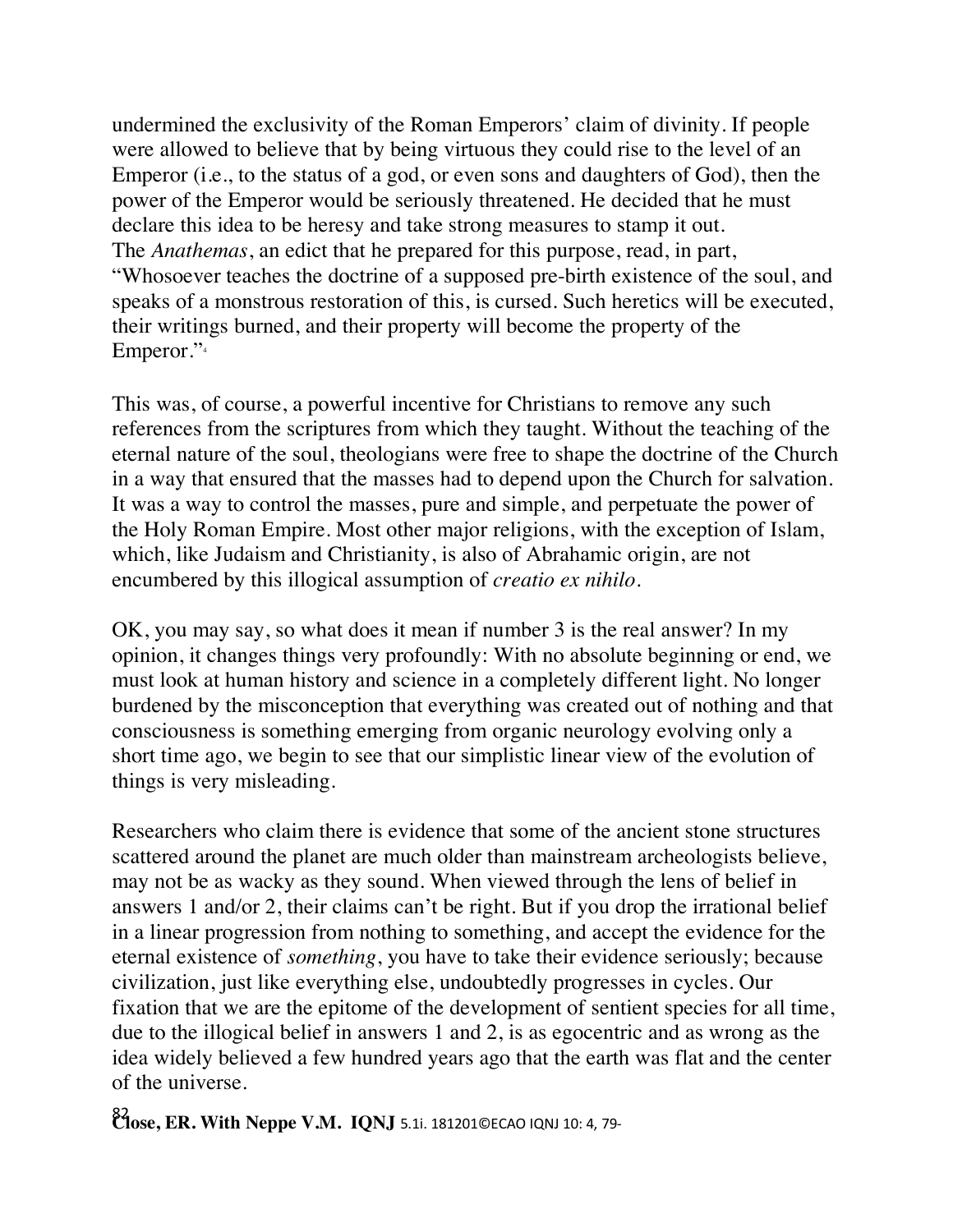undermined the exclusivity of the Roman Emperors' claim of divinity. If people were allowed to believe that by being virtuous they could rise to the level of an Emperor (i.e., to the status of a god, or even sons and daughters of God), then the power of the Emperor would be seriously threatened. He decided that he must declare this idea to be heresy and take strong measures to stamp it out. The *Anathemas*, an edict that he prepared for this purpose, read, in part, "Whosoever teaches the doctrine of a supposed pre-birth existence of the soul, and speaks of a monstrous restoration of this, is cursed. Such heretics will be executed, their writings burned, and their property will become the property of the Emperor."[4]

This was, of course, a powerful incentive for Christians to remove any such references from the scriptures from which they taught. Without the teaching of the eternal nature of the soul, theologians were free to shape the doctrine of the Church in a way that ensured that the masses had to depend upon the Church for salvation. It was a way to control the masses, pure and simple, and perpetuate the power of the Holy Roman Empire. Most other major religions, with the exception of Islam, which, like Judaism and Christianity, is also of Abrahamic origin, are not encumbered by this illogical assumption of *creatio ex nihilo*.

OK, you may say, so what does it mean if number 3 is the real answer? In my opinion, it changes things very profoundly: With no absolute beginning or end, we must look at human history and science in a completely different light. No longer burdened by the misconception that everything was created out of nothing and that consciousness is something emerging from organic neurology evolving only a short time ago, we begin to see that our simplistic linear view of the evolution of things is very misleading.

Researchers who claim there is evidence that some of the ancient stone structures scattered around the planet are much older than mainstream archeologists believe, may not be as wacky as they sound. When viewed through the lens of belief in answers 1 and/or 2, their claims can't be right. But if you drop the irrational belief in a linear progression from nothing to something, and accept the evidence for the eternal existence of *something*, you have to take their evidence seriously; because civilization, just like everything else, undoubtedly progresses in cycles. Our fixation that we are the epitome of the development of sentient species for all time, due to the illogical belief in answers 1 and 2, is as egocentric and as wrong as the idea widely believed a few hundred years ago that the earth was flat and the center of the universe.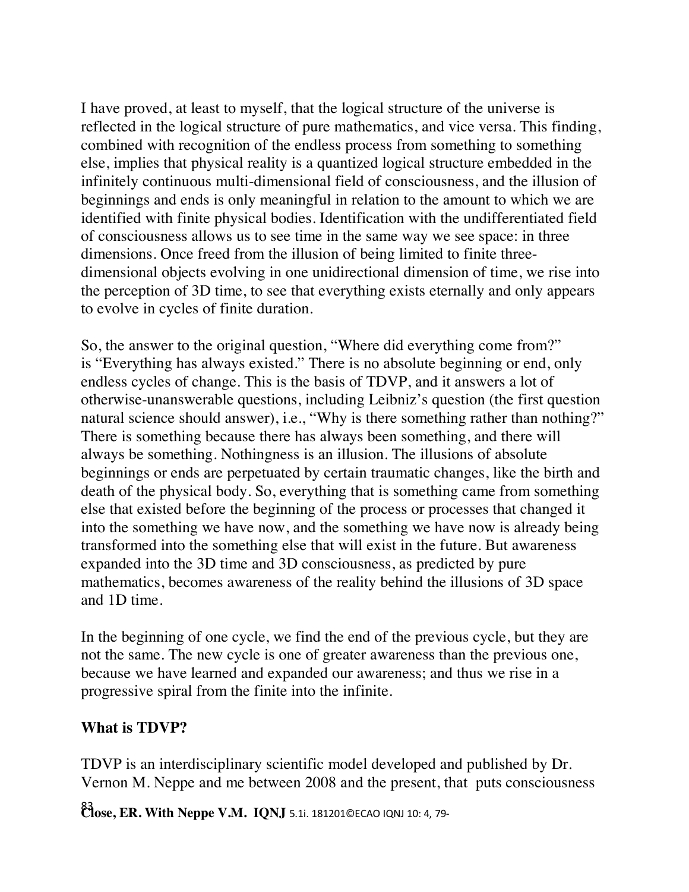I have proved, at least to myself, that the logical structure of the universe is reflected in the logical structure of pure mathematics, and vice versa. This finding, combined with recognition of the endless process from something to something else, implies that physical reality is a quantized logical structure embedded in the infinitely continuous multi-dimensional field of consciousness, and the illusion of beginnings and ends is only meaningful in relation to the amount to which we are identified with finite physical bodies. Identification with the undifferentiated field of consciousness allows us to see time in the same way we see space: in three dimensions. Once freed from the illusion of being limited to finite three-dimensional objects evolving in one unidirectional dimension of time, we rise into the perception of 3D time, to see that everything exists eternally and only appears to evolve in cycles of finite duration.

So, the answer to the original question, "Where did everything come from?" is "Everything has always existed." There is no absolute beginning or end, only endless cycles of change. This is the basis of TDVP, and it answers a lot of otherwise-unanswerable questions, including Leibniz's question (the first question natural science should answer), i.e., "Why is there something rather than nothing?" There is something because there has always been something, and there will always be something. Nothingness is an illusion. The illusions of absolute beginnings or ends are perpetuated by certain traumatic changes, like the birth and death of the physical body. So, everything that is something came from something else that existed before the beginning of the process or processes that changed it into the something we have now, and the something we have now is already being transformed into the something else that will exist in the future. But awareness expanded into the 3D time and 3D consciousness, as predicted by pure mathematics, becomes awareness of the reality behind the illusions of 3D space and 1D time.

In the beginning of one cycle, we find the end of the previous cycle, but they are not the same. The new cycle is one of greater awareness than the previous one, because we have learned and expanded our awareness; and thus we rise in a progressive spiral from the finite into the infinite.

**What is TDVP?**

TDVP is an interdisciplinary scientific model developed and published by Dr. Vernon M. Neppe and me between 2008 and the present, that puts consciousness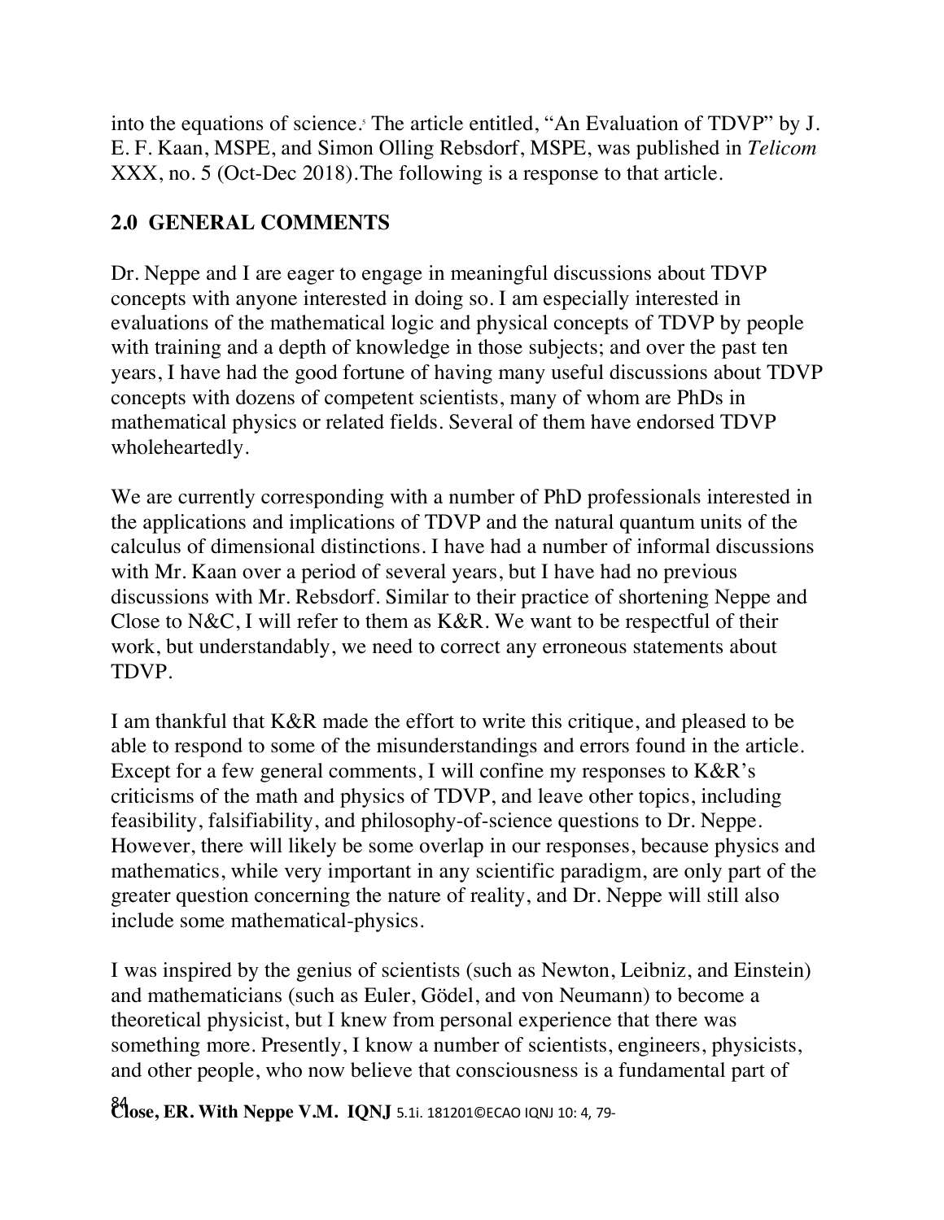into the equations of science.[5] The article entitled, "An Evaluation of TDVP" by J. E. F. Kaan, MSPE, and Simon Olling Rebsdorf, MSPE, was published in *Telicom* XXX, no. 5 (Oct-Dec 2018).The following is a response to that article.

## 2.0 GENERAL COMMENTS

Dr. Neppe and I are eager to engage in meaningful discussions about TDVP concepts with anyone interested in doing so. I am especially interested in evaluations of the mathematical logic and physical concepts of TDVP by people with training and a depth of knowledge in those subjects; and over the past ten years, I have had the good fortune of having many useful discussions about TDVP concepts with dozens of competent scientists, many of whom are PhDs in mathematical physics or related fields. Several of them have endorsed TDVP wholeheartedly.

We are currently corresponding with a number of PhD professionals interested in the applications and implications of TDVP and the natural quantum units of the calculus of dimensional distinctions. I have had a number of informal discussions with Mr. Kaan over a period of several years, but I have had no previous discussions with Mr. Rebsdorf. Similar to their practice of shortening Neppe and Close to N&C, I will refer to them as K&R. We want to be respectful of their work, but understandably, we need to correct any erroneous statements about TDVP.

I am thankful that K&R made the effort to write this critique, and pleased to be able to respond to some of the misunderstandings and errors found in the article. Except for a few general comments, I will confine my responses to K&R's criticisms of the math and physics of TDVP, and leave other topics, including feasibility, falsifiability, and philosophy-of-science questions to Dr. Neppe. However, there will likely be some overlap in our responses, because physics and mathematics, while very important in any scientific paradigm, are only part of the greater question concerning the nature of reality, and Dr. Neppe will still also include some mathematical-physics.

I was inspired by the genius of scientists (such as Newton, Leibniz, and Einstein) and mathematicians (such as Euler, Gödel, and von Neumann) to become a theoretical physicist, but I knew from personal experience that there was something more. Presently, I know a number of scientists, engineers, physicists, and other people, who now believe that consciousness is a fundamental part of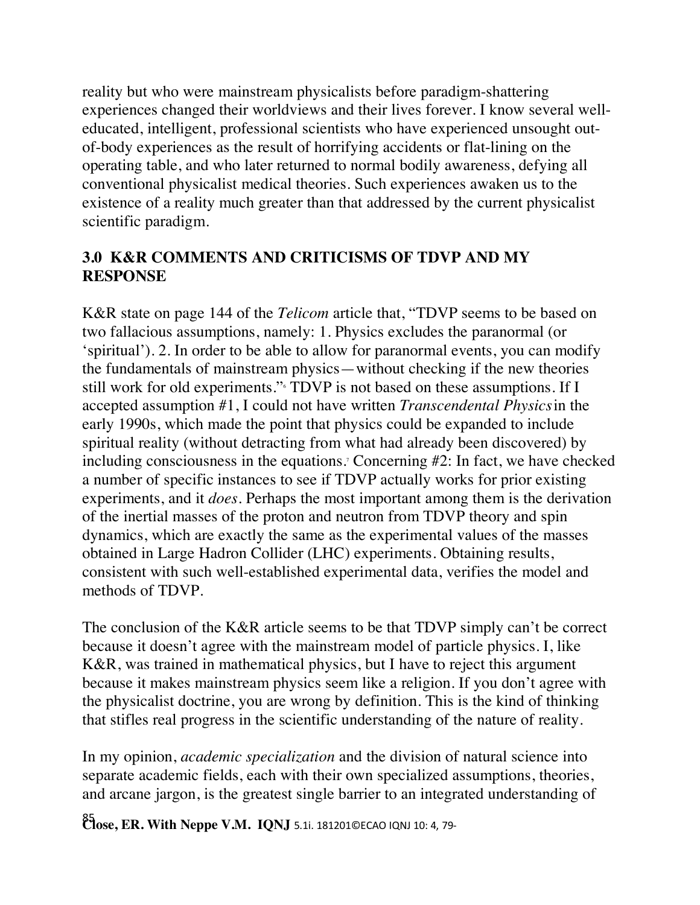reality but who were mainstream physicalists before paradigm-shattering experiences changed their worldviews and their lives forever. I know several well-educated, intelligent, professional scientists who have experienced unsought out-of-body experiences as the result of horrifying accidents or flat-lining on the operating table, and who later returned to normal bodily awareness, defying all conventional physicalist medical theories. Such experiences awaken us to the existence of a reality much greater than that addressed by the current physicalist scientific paradigm.

## 3.0 K&R COMMENTS AND CRITICISMS OF TDVP AND MY RESPONSE

K&R state on page 144 of the *Telicom* article that, "TDVP seems to be based on two fallacious assumptions, namely: 1. Physics excludes the paranormal (or 'spiritual'). 2. In order to be able to allow for paranormal events, you can modify the fundamentals of mainstream physics—without checking if the new theories still work for old experiments."[6] TDVP is not based on these assumptions. If I accepted assumption #1, I could not have written *Transcendental Physics* in the early 1990s, which made the point that physics could be expanded to include spiritual reality (without detracting from what had already been discovered) by including consciousness in the equations.[7] Concerning #2: In fact, we have checked a number of specific instances to see if TDVP actually works for prior existing experiments, and it *does*. Perhaps the most important among them is the derivation of the inertial masses of the proton and neutron from TDVP theory and spin dynamics, which are exactly the same as the experimental values of the masses obtained in Large Hadron Collider (LHC) experiments. Obtaining results, consistent with such well-established experimental data, verifies the model and methods of TDVP.

The conclusion of the K&R article seems to be that TDVP simply can't be correct because it doesn't agree with the mainstream model of particle physics. I, like K&R, was trained in mathematical physics, but I have to reject this argument because it makes mainstream physics seem like a religion. If you don't agree with the physicalist doctrine, you are wrong by definition. This is the kind of thinking that stifles real progress in the scientific understanding of the nature of reality.

In my opinion, *academic specialization* and the division of natural science into separate academic fields, each with their own specialized assumptions, theories, and arcane jargon, is the greatest single barrier to an integrated understanding of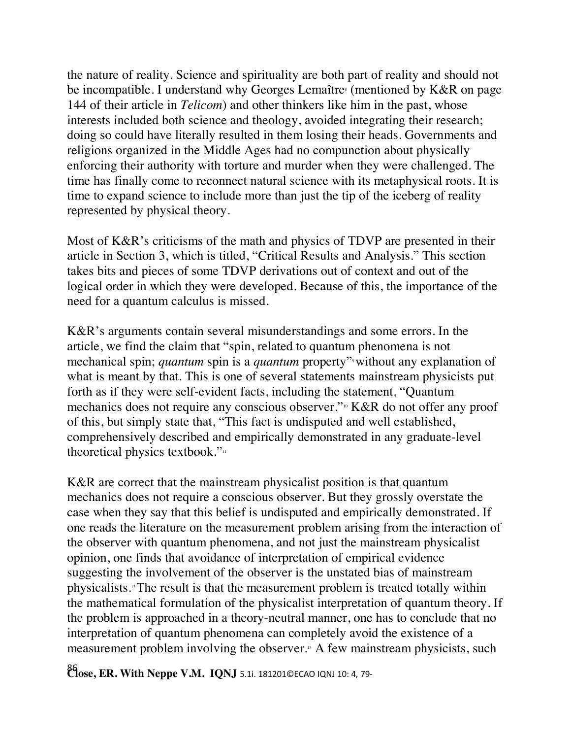the nature of reality. Science and spirituality are both part of reality and should not be incompatible. I understand why Georges Lemaître[8] (mentioned by K&R on page 144 of their article in *Telicom*) and other thinkers like him in the past, whose interests included both science and theology, avoided integrating their research; doing so could have literally resulted in them losing their heads. Governments and religions organized in the Middle Ages had no compunction about physically enforcing their authority with torture and murder when they were challenged. The time has finally come to reconnect natural science with its metaphysical roots. It is time to expand science to include more than just the tip of the iceberg of reality represented by physical theory.

Most of K&R's criticisms of the math and physics of TDVP are presented in their article in Section 3, which is titled, "Critical Results and Analysis." This section takes bits and pieces of some TDVP derivations out of context and out of the logical order in which they were developed. Because of this, the importance of the need for a quantum calculus is missed.

K&R's arguments contain several misunderstandings and some errors. In the article, we find the claim that "spin, related to quantum phenomena is not mechanical spin; *quantum* spin is a *quantum* property"[9] without any explanation of what is meant by that. This is one of several statements mainstream physicists put forth as if they were self-evident facts, including the statement, "Quantum mechanics does not require any conscious observer."[10] K&R do not offer any proof of this, but simply state that, "This fact is undisputed and well established, comprehensively described and empirically demonstrated in any graduate-level theoretical physics textbook."[11]

K&R are correct that the mainstream physicalist position is that quantum mechanics does not require a conscious observer. But they grossly overstate the case when they say that this belief is undisputed and empirically demonstrated. If one reads the literature on the measurement problem arising from the interaction of the observer with quantum phenomena, and not just the mainstream physicalist opinion, one finds that avoidance of interpretation of empirical evidence suggesting the involvement of the observer is the unstated bias of mainstream physicalists.[12] The result is that the measurement problem is treated totally within the mathematical formulation of the physicalist interpretation of quantum theory. If the problem is approached in a theory-neutral manner, one has to conclude that no interpretation of quantum phenomena can completely avoid the existence of a measurement problem involving the observer.[13] A few mainstream physicists, such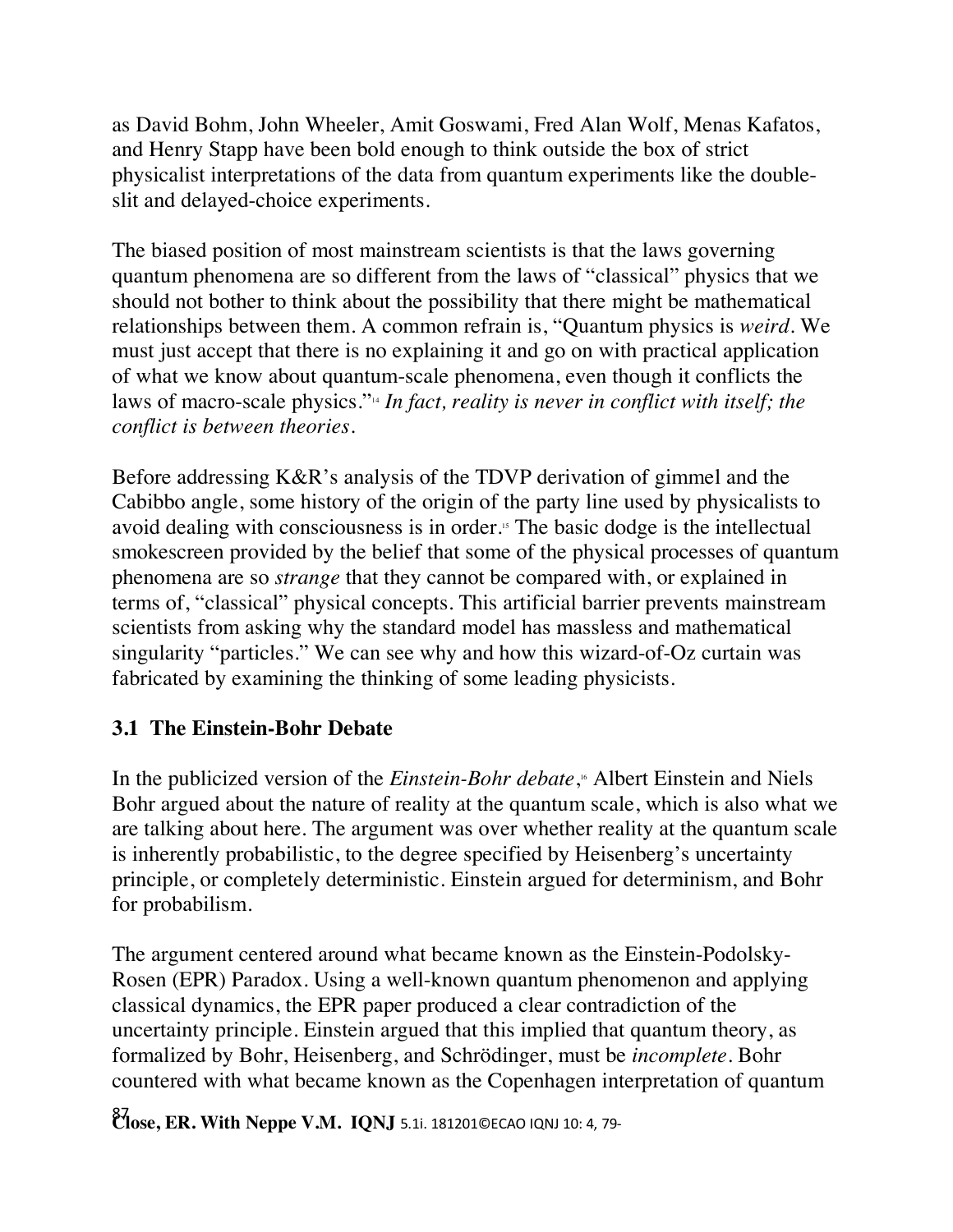as David Bohm, John Wheeler, Amit Goswami, Fred Alan Wolf, Menas Kafatos, and Henry Stapp have been bold enough to think outside the box of strict physicalist interpretations of the data from quantum experiments like the double-slit and delayed-choice experiments.

The biased position of most mainstream scientists is that the laws governing quantum phenomena are so different from the laws of "classical" physics that we should not bother to think about the possibility that there might be mathematical relationships between them. A common refrain is, "Quantum physics is *weird*. We must just accept that there is no explaining it and go on with practical application of what we know about quantum-scale phenomena, even though it conflicts the laws of macro-scale physics."[14] *In fact, reality is never in conflict with itself; the conflict is between theories.*

Before addressing K&R's analysis of the TDVP derivation of gimmel and the Cabibbo angle, some history of the origin of the party line used by physicalists to avoid dealing with consciousness is in order.[15] The basic dodge is the intellectual smokescreen provided by the belief that some of the physical processes of quantum phenomena are so *strange* that they cannot be compared with, or explained in terms of, "classical" physical concepts. This artificial barrier prevents mainstream scientists from asking why the standard model has massless and mathematical singularity "particles." We can see why and how this wizard-of-Oz curtain was fabricated by examining the thinking of some leading physicists.

### 3.1 The Einstein-Bohr Debate

In the publicized version of the *Einstein-Bohr debate*,[16] Albert Einstein and Niels Bohr argued about the nature of reality at the quantum scale, which is also what we are talking about here. The argument was over whether reality at the quantum scale is inherently probabilistic, to the degree specified by Heisenberg's uncertainty principle, or completely deterministic. Einstein argued for determinism, and Bohr for probabilism.

The argument centered around what became known as the Einstein-Podolsky-Rosen (EPR) Paradox. Using a well-known quantum phenomenon and applying classical dynamics, the EPR paper produced a clear contradiction of the uncertainty principle. Einstein argued that this implied that quantum theory, as formalized by Bohr, Heisenberg, and Schrödinger, must be *incomplete*. Bohr countered with what became known as the Copenhagen interpretation of quantum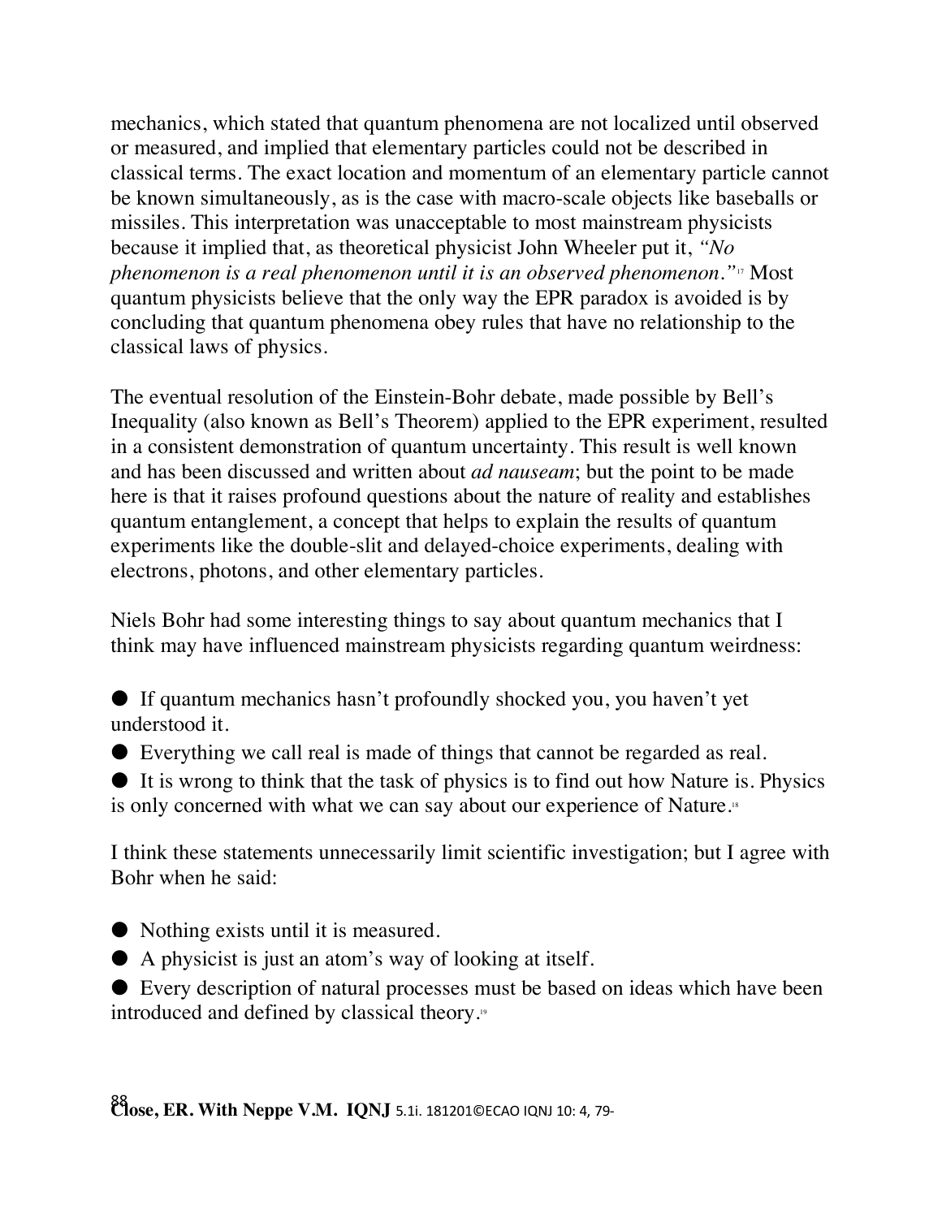mechanics, which stated that quantum phenomena are not localized until observed or measured, and implied that elementary particles could not be described in classical terms. The exact location and momentum of an elementary particle cannot be known simultaneously, as is the case with macro-scale objects like baseballs or missiles. This interpretation was unacceptable to most mainstream physicists because it implied that, as theoretical physicist John Wheeler put it, *"No phenomenon is a real phenomenon until it is an observed phenomenon."*[17] Most quantum physicists believe that the only way the EPR paradox is avoided is by concluding that quantum phenomena obey rules that have no relationship to the classical laws of physics.

The eventual resolution of the Einstein-Bohr debate, made possible by Bell's Inequality (also known as Bell's Theorem) applied to the EPR experiment, resulted in a consistent demonstration of quantum uncertainty. This result is well known and has been discussed and written about *ad nauseam*; but the point to be made here is that it raises profound questions about the nature of reality and establishes quantum entanglement, a concept that helps to explain the results of quantum experiments like the double-slit and delayed-choice experiments, dealing with electrons, photons, and other elementary particles.

Niels Bohr had some interesting things to say about quantum mechanics that I think may have influenced mainstream physicists regarding quantum weirdness:

- If quantum mechanics hasn't profoundly shocked you, you haven't yet understood it.
- Everything we call real is made of things that cannot be regarded as real.
- It is wrong to think that the task of physics is to find out how Nature is. Physics is only concerned with what we can say about our experience of Nature.[18]

I think these statements unnecessarily limit scientific investigation; but I agree with Bohr when he said:

- Nothing exists until it is measured.
- A physicist is just an atom's way of looking at itself.
- Every description of natural processes must be based on ideas which have been introduced and defined by classical theory.[19]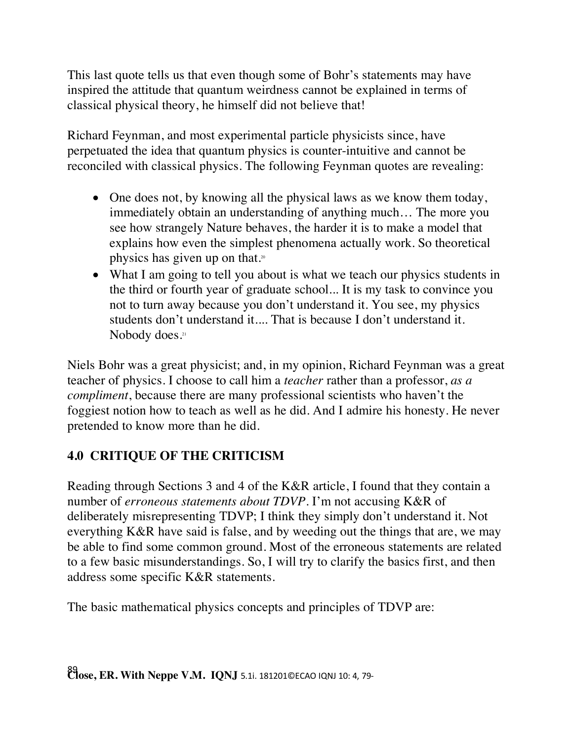This last quote tells us that even though some of Bohr's statements may have inspired the attitude that quantum weirdness cannot be explained in terms of classical physical theory, he himself did not believe that!

Richard Feynman, and most experimental particle physicists since, have perpetuated the idea that quantum physics is counter-intuitive and cannot be reconciled with classical physics. The following Feynman quotes are revealing:

- One does not, by knowing all the physical laws as we know them today, immediately obtain an understanding of anything much… The more you see how strangely Nature behaves, the harder it is to make a model that explains how even the simplest phenomena actually work. So theoretical physics has given up on that.[20]
- What I am going to tell you about is what we teach our physics students in the third or fourth year of graduate school... It is my task to convince you not to turn away because you don't understand it. You see, my physics students don't understand it.... That is because I don't understand it. Nobody does.[21]

Niels Bohr was a great physicist; and, in my opinion, Richard Feynman was a great teacher of physics. I choose to call him a *teacher* rather than a professor, *as a compliment*, because there are many professional scientists who haven't the foggiest notion how to teach as well as he did. And I admire his honesty. He never pretended to know more than he did.

## 4.0 CRITIQUE OF THE CRITICISM

Reading through Sections 3 and 4 of the K&R article, I found that they contain a number of *erroneous statements about TDVP*. I'm not accusing K&R of deliberately misrepresenting TDVP; I think they simply don't understand it. Not everything K&R have said is false, and by weeding out the things that are, we may be able to find some common ground. Most of the erroneous statements are related to a few basic misunderstandings. So, I will try to clarify the basics first, and then address some specific K&R statements.

The basic mathematical physics concepts and principles of TDVP are: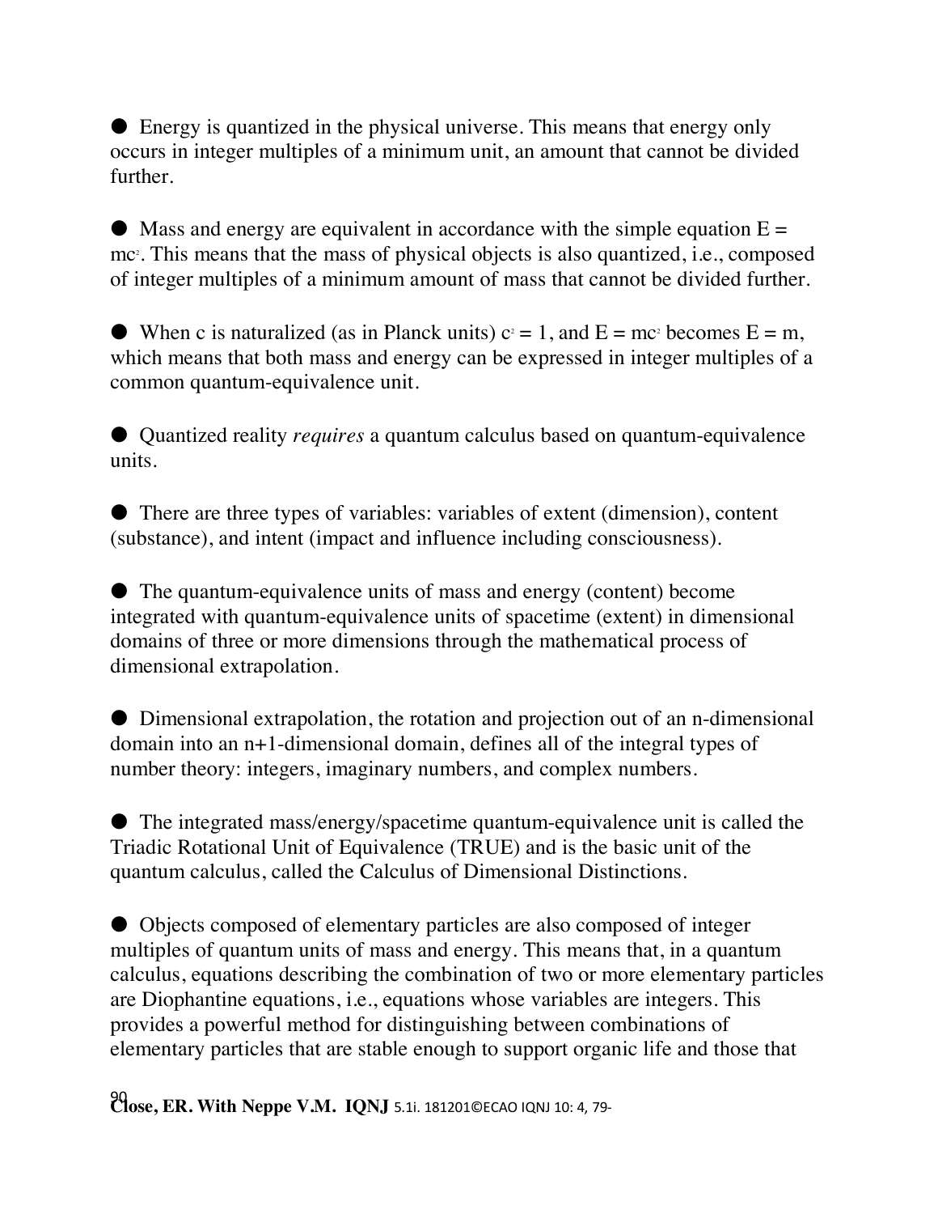- Energy is quantized in the physical universe. This means that energy only occurs in integer multiples of a minimum unit, an amount that cannot be divided further.

- Mass and energy are equivalent in accordance with the simple equation $E = mc^2$. This means that the mass of physical objects is also quantized, i.e., composed of integer multiples of a minimum amount of mass that cannot be divided further.

- When c is naturalized (as in Planck units) $c^2 = 1$, and $E = mc^2$ becomes $E = m$, which means that both mass and energy can be expressed in integer multiples of a common quantum-equivalence unit.

- Quantized reality *requires* a quantum calculus based on quantum-equivalence units.

- There are three types of variables: variables of extent (dimension), content (substance), and intent (impact and influence including consciousness).

- The quantum-equivalence units of mass and energy (content) become integrated with quantum-equivalence units of spacetime (extent) in dimensional domains of three or more dimensions through the mathematical process of dimensional extrapolation.

- Dimensional extrapolation, the rotation and projection out of an n-dimensional domain into an n+1-dimensional domain, defines all of the integral types of number theory: integers, imaginary numbers, and complex numbers.

- The integrated mass/energy/spacetime quantum-equivalence unit is called the Triadic Rotational Unit of Equivalence (TRUE) and is the basic unit of the quantum calculus, called the Calculus of Dimensional Distinctions.

- Objects composed of elementary particles are also composed of integer multiples of quantum units of mass and energy. This means that, in a quantum calculus, equations describing the combination of two or more elementary particles are Diophantine equations, i.e., equations whose variables are integers. This provides a powerful method for distinguishing between combinations of elementary particles that are stable enough to support organic life and those that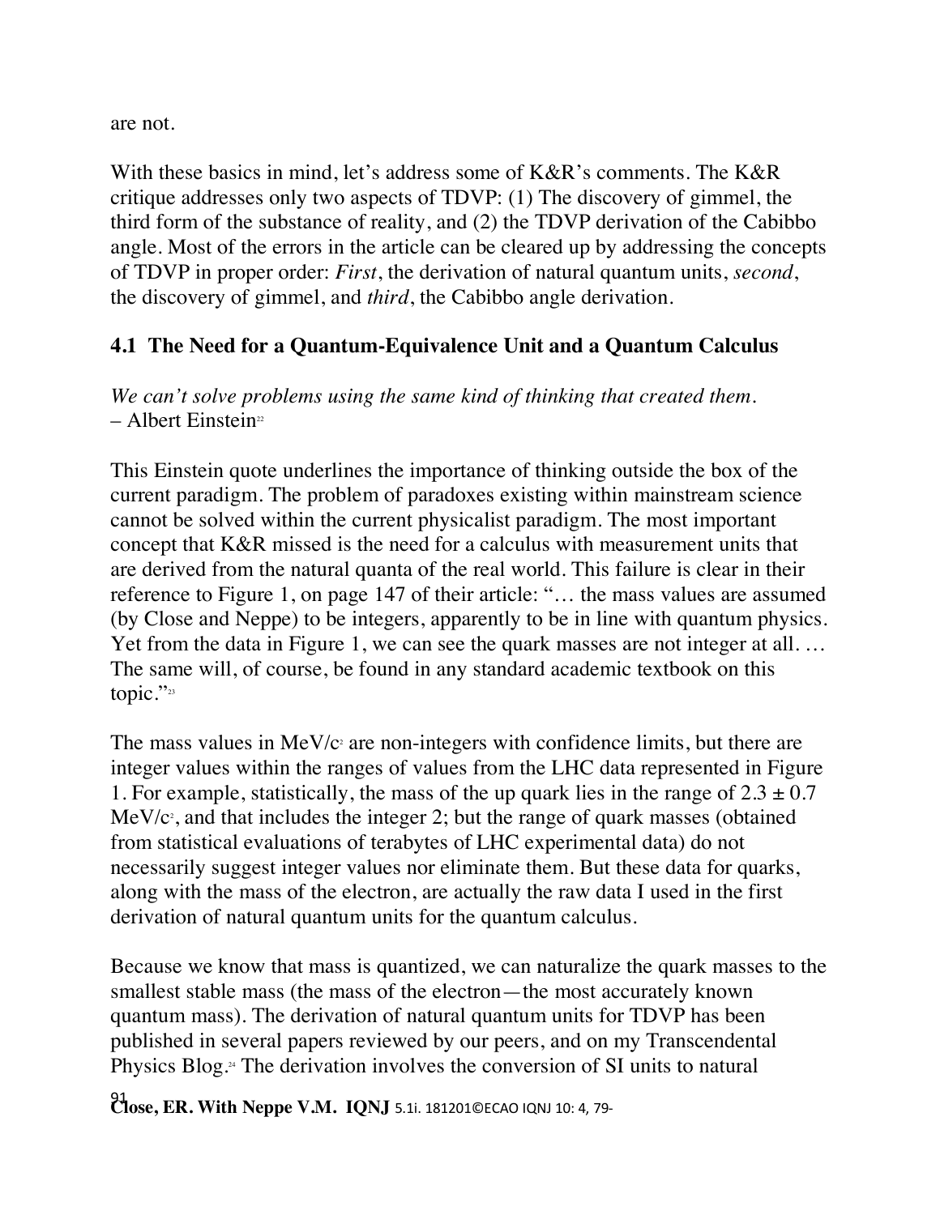are not.

With these basics in mind, let's address some of K&R's comments. The K&R critique addresses only two aspects of TDVP: (1) The discovery of gimmel, the third form of the substance of reality, and (2) the TDVP derivation of the Cabibbo angle. Most of the errors in the article can be cleared up by addressing the concepts of TDVP in proper order: *First*, the derivation of natural quantum units, *second*, the discovery of gimmel, and *third*, the Cabibbo angle derivation.

### 4.1 The Need for a Quantum-Equivalence Unit and a Quantum Calculus

*We can't solve problems using the same kind of thinking that created them.*
– Albert Einstein[22]

This Einstein quote underlines the importance of thinking outside the box of the current paradigm. The problem of paradoxes existing within mainstream science cannot be solved within the current physicalist paradigm. The most important concept that K&R missed is the need for a calculus with measurement units that are derived from the natural quanta of the real world. This failure is clear in their reference to Figure 1, on page 147 of their article: "… the mass values are assumed (by Close and Neppe) to be integers, apparently to be in line with quantum physics. Yet from the data in Figure 1, we can see the quark masses are not integer at all. … The same will, of course, be found in any standard academic textbook on this topic."[23]

The mass values in MeV/$c^2$ are non-integers with confidence limits, but there are integer values within the ranges of values from the LHC data represented in Figure 1. For example, statistically, the mass of the up quark lies in the range of $2.3 \pm 0.7$ MeV/$c^2$, and that includes the integer 2; but the range of quark masses (obtained from statistical evaluations of terabytes of LHC experimental data) do not necessarily suggest integer values nor eliminate them. But these data for quarks, along with the mass of the electron, are actually the raw data I used in the first derivation of natural quantum units for the quantum calculus.

Because we know that mass is quantized, we can naturalize the quark masses to the smallest stable mass (the mass of the electron—the most accurately known quantum mass). The derivation of natural quantum units for TDVP has been published in several papers reviewed by our peers, and on my Transcendental Physics Blog.[24] The derivation involves the conversion of SI units to natural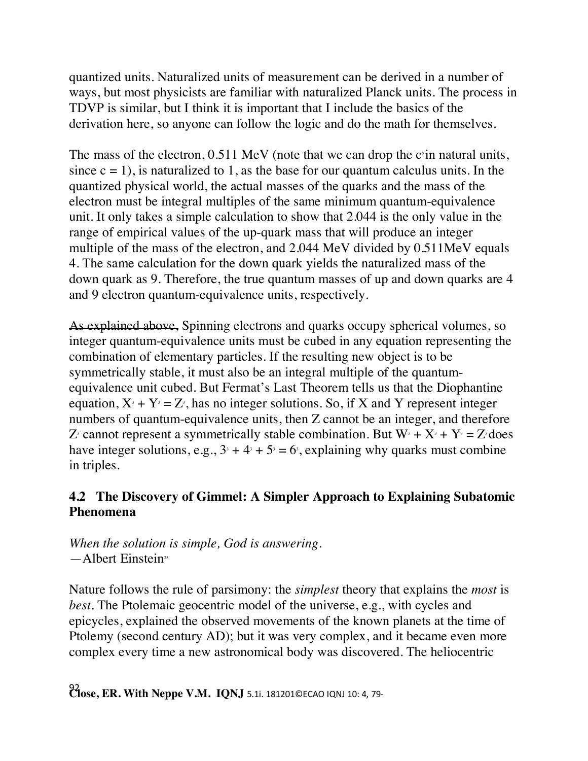quantized units. Naturalized units of measurement can be derived in a number of ways, but most physicists are familiar with naturalized Planck units. The process in TDVP is similar, but I think it is important that I include the basics of the derivation here, so anyone can follow the logic and do the math for themselves.

The mass of the electron, 0.511 MeV (note that we can drop the $c^2$ in natural units, since c = 1), is naturalized to 1, as the base for our quantum calculus units. In the quantized physical world, the actual masses of the quarks and the mass of the electron must be integral multiples of the same minimum quantum-equivalence unit. It only takes a simple calculation to show that 2.044 is the only value in the range of empirical values of the up-quark mass that will produce an integer multiple of the mass of the electron, and 2.044 MeV divided by 0.511MeV equals 4. The same calculation for the down quark yields the naturalized mass of the down quark as 9. Therefore, the true quantum masses of up and down quarks are 4 and 9 electron quantum-equivalence units, respectively.

~~As explained above,~~ Spinning electrons and quarks occupy spherical volumes, so integer quantum-equivalence units must be cubed in any equation representing the combination of elementary particles. If the resulting new object is to be symmetrically stable, it must also be an integral multiple of the quantum-equivalence unit cubed. But Fermat's Last Theorem tells us that the Diophantine equation, $X^3 + Y^3 = Z^3$, has no integer solutions. So, if X and Y represent integer numbers of quantum-equivalence units, then Z cannot be an integer, and therefore $Z^3$ cannot represent a symmetrically stable combination. But $W^3 + X^3 + Y^3 = Z^3$ does have integer solutions, e.g., $3^3 + 4^3 + 5^3 = 6^3$, explaining why quarks must combine in triples.

### 4.2 The Discovery of Gimmel: A Simpler Approach to Explaining Subatomic Phenomena

*When the solution is simple, God is answering.*
—Albert Einstein[25]

Nature follows the rule of parsimony: the *simplest* theory that explains the *most* is *best*. The Ptolemaic geocentric model of the universe, e.g., with cycles and epicycles, explained the observed movements of the known planets at the time of Ptolemy (second century AD); but it was very complex, and it became even more complex every time a new astronomical body was discovered. The heliocentric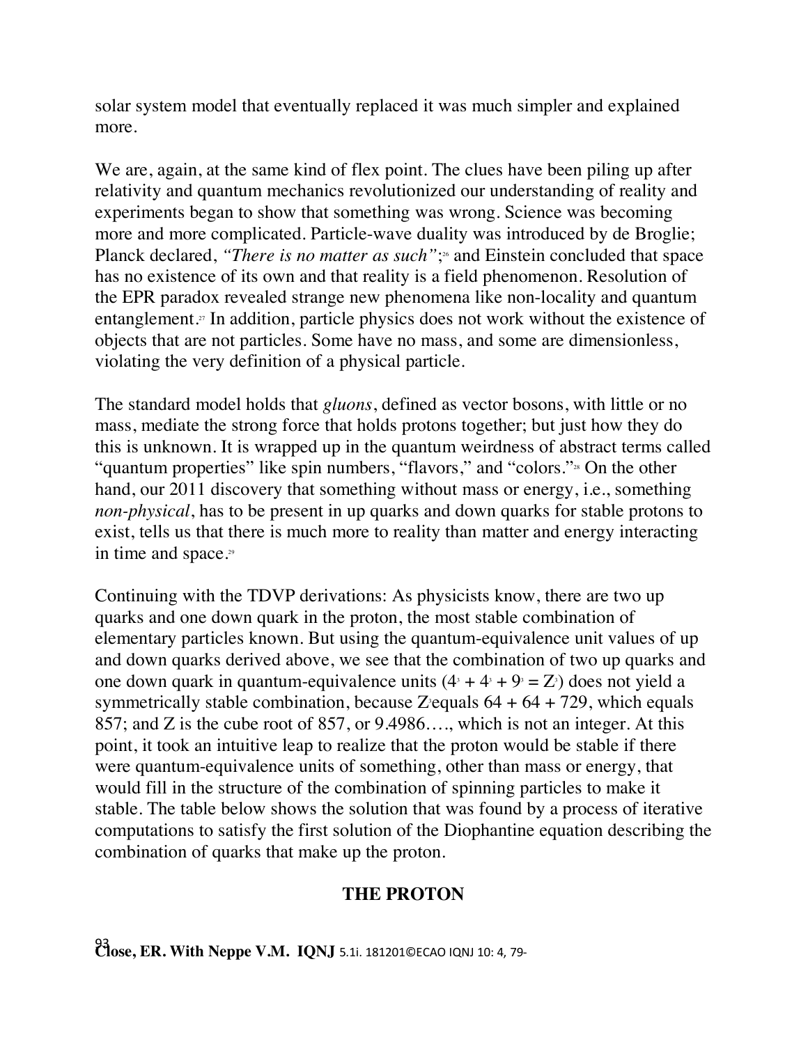solar system model that eventually replaced it was much simpler and explained more.

We are, again, at the same kind of flex point. The clues have been piling up after relativity and quantum mechanics revolutionized our understanding of reality and experiments began to show that something was wrong. Science was becoming more and more complicated. Particle-wave duality was introduced by de Broglie; Planck declared, *"There is no matter as such"*;[26] and Einstein concluded that space has no existence of its own and that reality is a field phenomenon. Resolution of the EPR paradox revealed strange new phenomena like non-locality and quantum entanglement.[27] In addition, particle physics does not work without the existence of objects that are not particles. Some have no mass, and some are dimensionless, violating the very definition of a physical particle.

The standard model holds that *gluons*, defined as vector bosons, with little or no mass, mediate the strong force that holds protons together; but just how they do this is unknown. It is wrapped up in the quantum weirdness of abstract terms called "quantum properties" like spin numbers, "flavors," and "colors."[28] On the other hand, our 2011 discovery that something without mass or energy, i.e., something *non-physical*, has to be present in up quarks and down quarks for stable protons to exist, tells us that there is much more to reality than matter and energy interacting in time and space.[29]

Continuing with the TDVP derivations: As physicists know, there are two up quarks and one down quark in the proton, the most stable combination of elementary particles known. But using the quantum-equivalence unit values of up and down quarks derived above, we see that the combination of two up quarks and one down quark in quantum-equivalence units ($4^3 + 4^3 + 9^3 = Z^3$) does not yield a symmetrically stable combination, because $Z^3$ equals $64 + 64 + 729$, which equals 857; and Z is the cube root of 857, or 9.4986…., which is not an integer. At this point, it took an intuitive leap to realize that the proton would be stable if there were quantum-equivalence units of something, other than mass or energy, that would fill in the structure of the combination of spinning particles to make it stable. The table below shows the solution that was found by a process of iterative computations to satisfy the first solution of the Diophantine equation describing the combination of quarks that make up the proton.

**THE PROTON**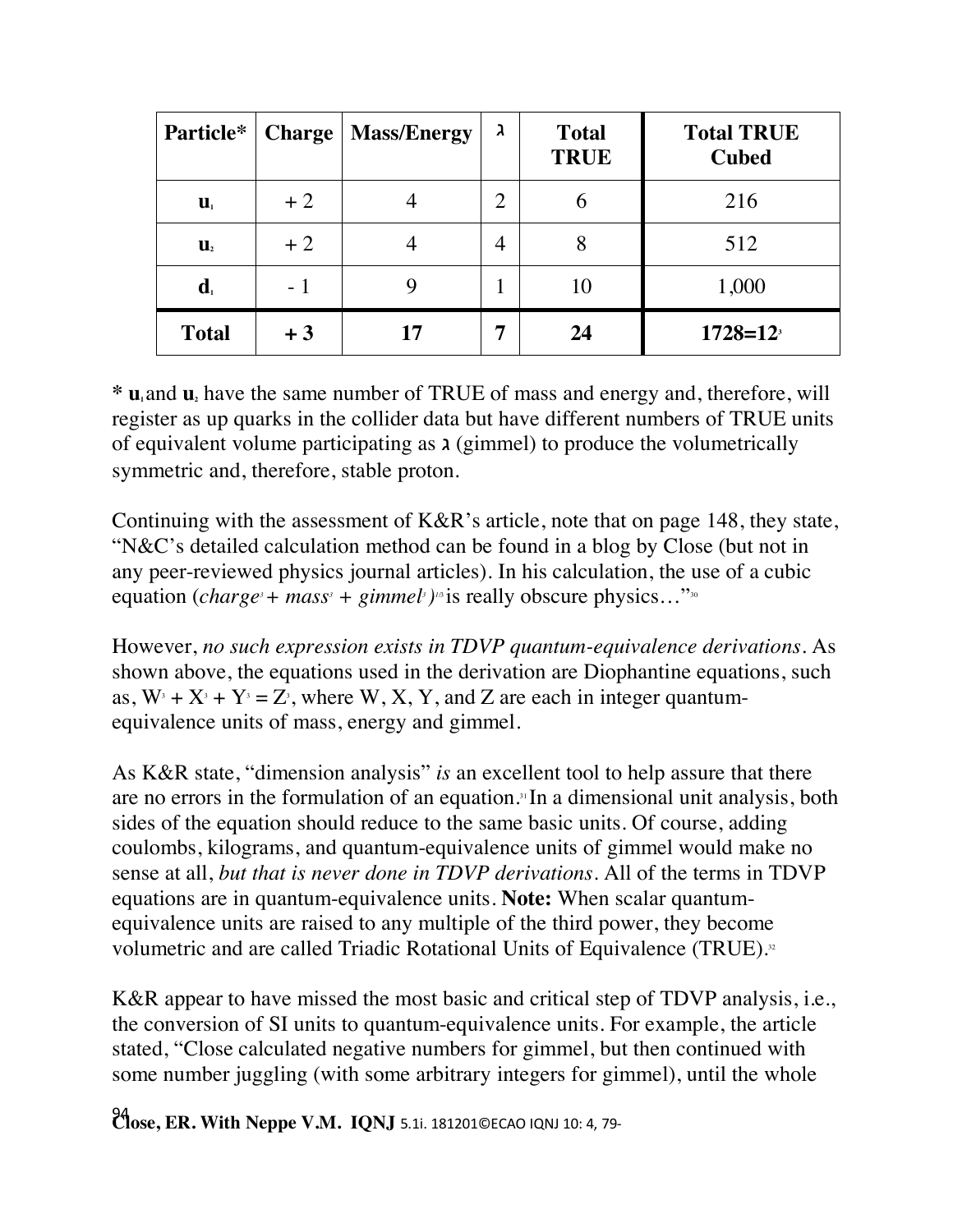| Particle* | Charge | Mass/Energy | ג | Total TRUE | Total TRUE Cubed |
|---|---|---|---|---|---|
| $\mathbf{u}_1$ | + 2 | 4 | 2 | 6 | 216 |
| $\mathbf{u}_2$ | + 2 | 4 | 4 | 8 | 512 |
| $\mathbf{d}_1$ | - 1 | 9 | 1 | 10 | 1,000 |
| **Total** | **+ 3** | **17** | **7** | **24** | **$1728=12^3$** |

\* $\mathbf{u}_1$ and $\mathbf{u}_2$ have the same number of TRUE of mass and energy and, therefore, will register as up quarks in the collider data but have different numbers of TRUE units of equivalent volume participating as **ג** (gimmel) to produce the volumetrically symmetric and, therefore, stable proton.

Continuing with the assessment of K&R's article, note that on page 148, they state, "N&C's detailed calculation method can be found in a blog by Close (but not in any peer-reviewed physics journal articles). In his calculation, the use of a cubic equation ($charge^3 + mass^3 + gimmel^3)^{1/3}$ is really obscure physics…"[30]

However, *no such expression exists in TDVP quantum-equivalence derivations*. As shown above, the equations used in the derivation are Diophantine equations, such as, $W^3 + X^3 + Y^3 = Z^3$, where W, X, Y, and Z are each in integer quantum-equivalence units of mass, energy and gimmel.

As K&R state, "dimension analysis" *is* an excellent tool to help assure that there are no errors in the formulation of an equation.[31] In a dimensional unit analysis, both sides of the equation should reduce to the same basic units. Of course, adding coulombs, kilograms, and quantum-equivalence units of gimmel would make no sense at all, *but that is never done in TDVP derivations*. All of the terms in TDVP equations are in quantum-equivalence units. **Note:** When scalar quantum-equivalence units are raised to any multiple of the third power, they become volumetric and are called Triadic Rotational Units of Equivalence (TRUE).[32]

K&R appear to have missed the most basic and critical step of TDVP analysis, i.e., the conversion of SI units to quantum-equivalence units. For example, the article stated, "Close calculated negative numbers for gimmel, but then continued with some number juggling (with some arbitrary integers for gimmel), until the whole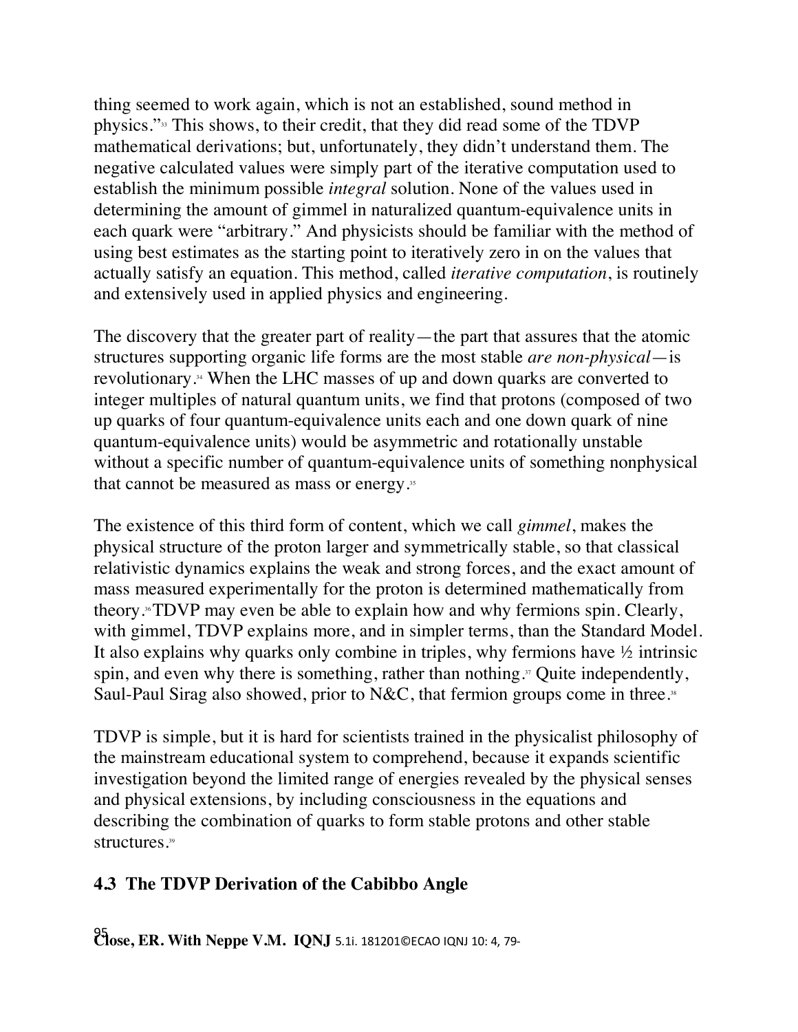thing seemed to work again, which is not an established, sound method in physics."[33] This shows, to their credit, that they did read some of the TDVP mathematical derivations; but, unfortunately, they didn't understand them. The negative calculated values were simply part of the iterative computation used to establish the minimum possible *integral* solution. None of the values used in determining the amount of gimmel in naturalized quantum-equivalence units in each quark were "arbitrary." And physicists should be familiar with the method of using best estimates as the starting point to iteratively zero in on the values that actually satisfy an equation. This method, called *iterative computation*, is routinely and extensively used in applied physics and engineering.

The discovery that the greater part of reality—the part that assures that the atomic structures supporting organic life forms are the most stable *are non-physical*—is revolutionary.[34] When the LHC masses of up and down quarks are converted to integer multiples of natural quantum units, we find that protons (composed of two up quarks of four quantum-equivalence units each and one down quark of nine quantum-equivalence units) would be asymmetric and rotationally unstable without a specific number of quantum-equivalence units of something nonphysical that cannot be measured as mass or energy.[35]

The existence of this third form of content, which we call *gimmel*, makes the physical structure of the proton larger and symmetrically stable, so that classical relativistic dynamics explains the weak and strong forces, and the exact amount of mass measured experimentally for the proton is determined mathematically from theory.[36] TDVP may even be able to explain how and why fermions spin. Clearly, with gimmel, TDVP explains more, and in simpler terms, than the Standard Model. It also explains why quarks only combine in triples, why fermions have ½ intrinsic spin, and even why there is something, rather than nothing.[37] Quite independently, Saul-Paul Sirag also showed, prior to N&C, that fermion groups come in three.[38]

TDVP is simple, but it is hard for scientists trained in the physicalist philosophy of the mainstream educational system to comprehend, because it expands scientific investigation beyond the limited range of energies revealed by the physical senses and physical extensions, by including consciousness in the equations and describing the combination of quarks to form stable protons and other stable structures.[39]

### 4.3 The TDVP Derivation of the Cabibbo Angle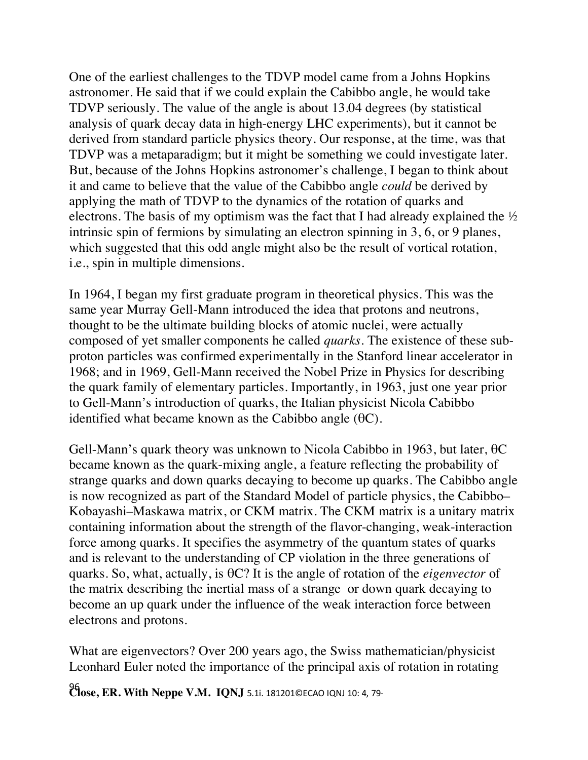One of the earliest challenges to the TDVP model came from a Johns Hopkins astronomer. He said that if we could explain the Cabibbo angle, he would take TDVP seriously. The value of the angle is about 13.04 degrees (by statistical analysis of quark decay data in high-energy LHC experiments), but it cannot be derived from standard particle physics theory. Our response, at the time, was that TDVP was a metaparadigm; but it might be something we could investigate later. But, because of the Johns Hopkins astronomer's challenge, I began to think about it and came to believe that the value of the Cabibbo angle *could* be derived by applying the math of TDVP to the dynamics of the rotation of quarks and electrons. The basis of my optimism was the fact that I had already explained the ½ intrinsic spin of fermions by simulating an electron spinning in 3, 6, or 9 planes, which suggested that this odd angle might also be the result of vortical rotation, i.e., spin in multiple dimensions.

In 1964, I began my first graduate program in theoretical physics. This was the same year Murray Gell-Mann introduced the idea that protons and neutrons, thought to be the ultimate building blocks of atomic nuclei, were actually composed of yet smaller components he called *quarks*. The existence of these sub-proton particles was confirmed experimentally in the Stanford linear accelerator in 1968; and in 1969, Gell-Mann received the Nobel Prize in Physics for describing the quark family of elementary particles. Importantly, in 1963, just one year prior to Gell-Mann's introduction of quarks, the Italian physicist Nicola Cabibbo identified what became known as the Cabibbo angle (θC).

Gell-Mann's quark theory was unknown to Nicola Cabibbo in 1963, but later, θC became known as the quark-mixing angle, a feature reflecting the probability of strange quarks and down quarks decaying to become up quarks. The Cabibbo angle is now recognized as part of the Standard Model of particle physics, the Cabibbo–Kobayashi–Maskawa matrix, or CKM matrix. The CKM matrix is a unitary matrix containing information about the strength of the flavor-changing, weak-interaction force among quarks. It specifies the asymmetry of the quantum states of quarks and is relevant to the understanding of CP violation in the three generations of quarks. So, what, actually, is θC? It is the angle of rotation of the *eigenvector* of the matrix describing the inertial mass of a strange or down quark decaying to become an up quark under the influence of the weak interaction force between electrons and protons.

What are eigenvectors? Over 200 years ago, the Swiss mathematician/physicist Leonhard Euler noted the importance of the principal axis of rotation in rotating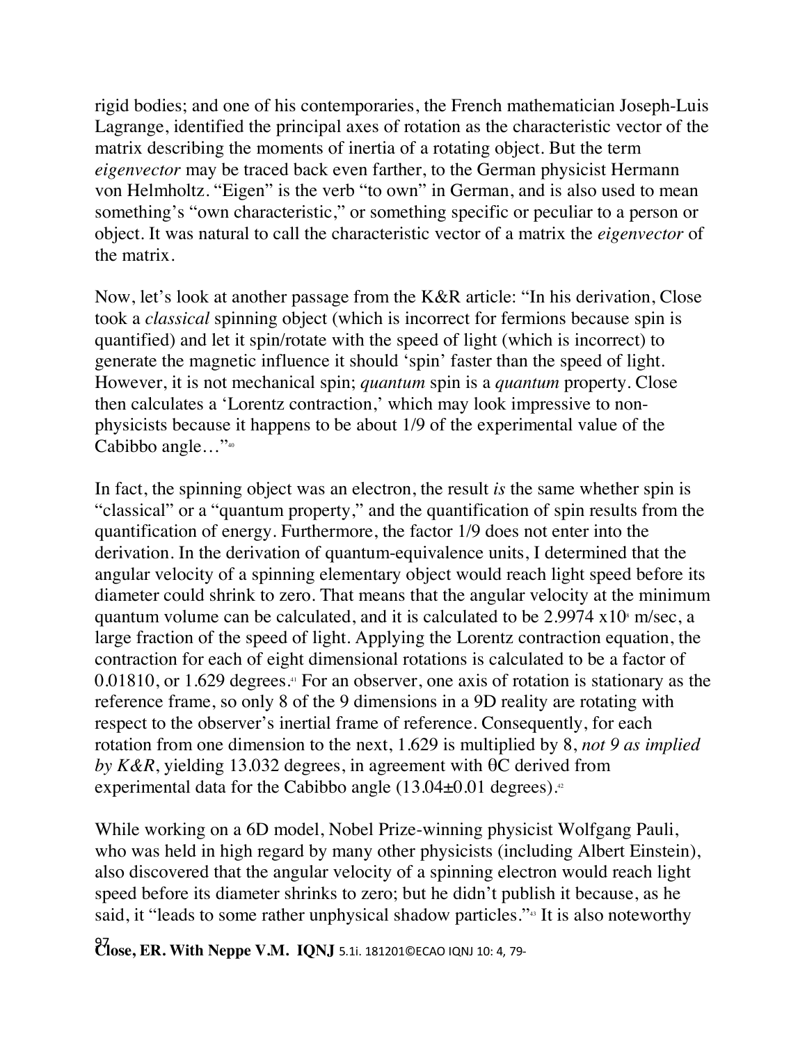rigid bodies; and one of his contemporaries, the French mathematician Joseph-Luis Lagrange, identified the principal axes of rotation as the characteristic vector of the matrix describing the moments of inertia of a rotating object. But the term *eigenvector* may be traced back even farther, to the German physicist Hermann von Helmholtz. "Eigen" is the verb "to own" in German, and is also used to mean something's "own characteristic," or something specific or peculiar to a person or object. It was natural to call the characteristic vector of a matrix the *eigenvector* of the matrix.

Now, let's look at another passage from the K&R article: "In his derivation, Close took a *classical* spinning object (which is incorrect for fermions because spin is quantified) and let it spin/rotate with the speed of light (which is incorrect) to generate the magnetic influence it should 'spin' faster than the speed of light. However, it is not mechanical spin; *quantum* spin is a *quantum* property. Close then calculates a 'Lorentz contraction,' which may look impressive to non-physicists because it happens to be about 1/9 of the experimental value of the Cabibbo angle…"[40]

In fact, the spinning object was an electron, the result *is* the same whether spin is "classical" or a "quantum property," and the quantification of spin results from the quantification of energy. Furthermore, the factor 1/9 does not enter into the derivation. In the derivation of quantum-equivalence units, I determined that the angular velocity of a spinning elementary object would reach light speed before its diameter could shrink to zero. That means that the angular velocity at the minimum quantum volume can be calculated, and it is calculated to be $2.9974 \times 10^8$ m/sec, a large fraction of the speed of light. Applying the Lorentz contraction equation, the contraction for each of eight dimensional rotations is calculated to be a factor of 0.01810, or 1.629 degrees.[41] For an observer, one axis of rotation is stationary as the reference frame, so only 8 of the 9 dimensions in a 9D reality are rotating with respect to the observer's inertial frame of reference. Consequently, for each rotation from one dimension to the next, 1.629 is multiplied by 8, *not 9 as implied by K&R*, yielding 13.032 degrees, in agreement with $\theta C$ derived from experimental data for the Cabibbo angle ($13.04 \pm 0.01$ degrees).[42]

While working on a 6D model, Nobel Prize-winning physicist Wolfgang Pauli, who was held in high regard by many other physicists (including Albert Einstein), also discovered that the angular velocity of a spinning electron would reach light speed before its diameter shrinks to zero; but he didn't publish it because, as he said, it "leads to some rather unphysical shadow particles."[43] It is also noteworthy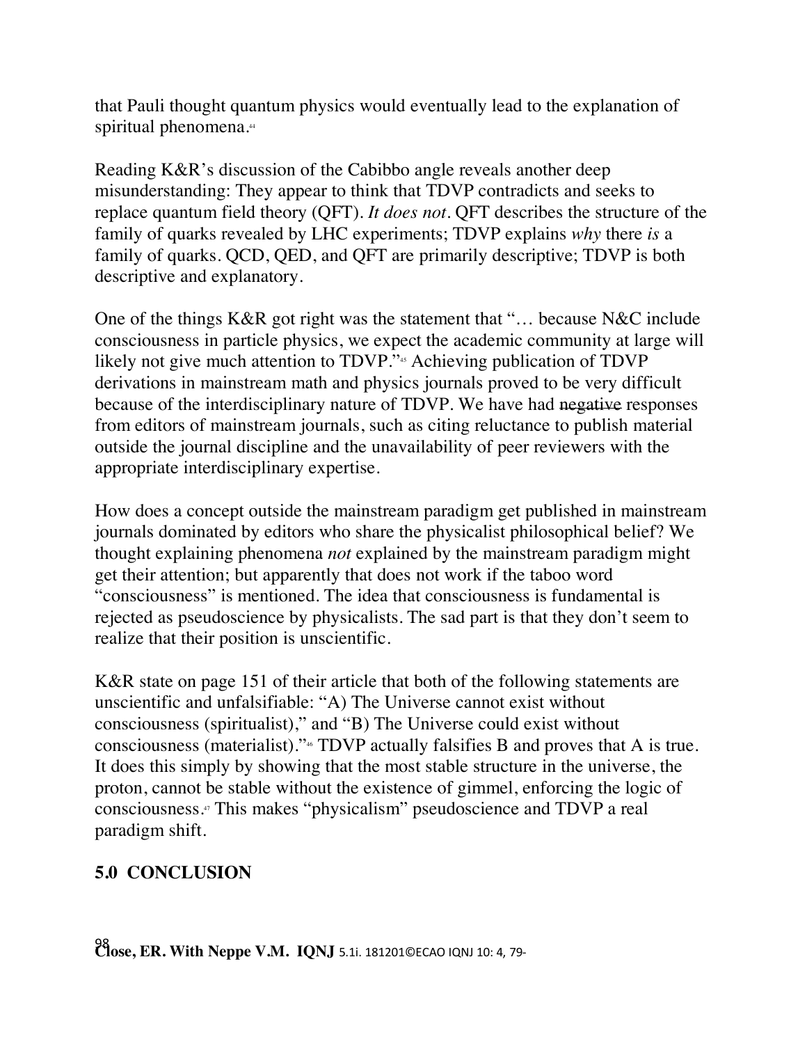that Pauli thought quantum physics would eventually lead to the explanation of spiritual phenomena.[44]

Reading K&R's discussion of the Cabibbo angle reveals another deep misunderstanding: They appear to think that TDVP contradicts and seeks to replace quantum field theory (QFT). *It does not*. QFT describes the structure of the family of quarks revealed by LHC experiments; TDVP explains *why* there *is* a family of quarks. QCD, QED, and QFT are primarily descriptive; TDVP is both descriptive and explanatory.

One of the things K&R got right was the statement that "… because N&C include consciousness in particle physics, we expect the academic community at large will likely not give much attention to TDVP."[45] Achieving publication of TDVP derivations in mainstream math and physics journals proved to be very difficult because of the interdisciplinary nature of TDVP. We have had ~~negative~~ responses from editors of mainstream journals, such as citing reluctance to publish material outside the journal discipline and the unavailability of peer reviewers with the appropriate interdisciplinary expertise.

How does a concept outside the mainstream paradigm get published in mainstream journals dominated by editors who share the physicalist philosophical belief? We thought explaining phenomena *not* explained by the mainstream paradigm might get their attention; but apparently that does not work if the taboo word "consciousness" is mentioned. The idea that consciousness is fundamental is rejected as pseudoscience by physicalists. The sad part is that they don't seem to realize that their position is unscientific.

K&R state on page 151 of their article that both of the following statements are unscientific and unfalsifiable: "A) The Universe cannot exist without consciousness (spiritualist)," and "B) The Universe could exist without consciousness (materialist)."[46] TDVP actually falsifies B and proves that A is true. It does this simply by showing that the most stable structure in the universe, the proton, cannot be stable without the existence of gimmel, enforcing the logic of consciousness.[47] This makes "physicalism" pseudoscience and TDVP a real paradigm shift.

## 5.0 CONCLUSION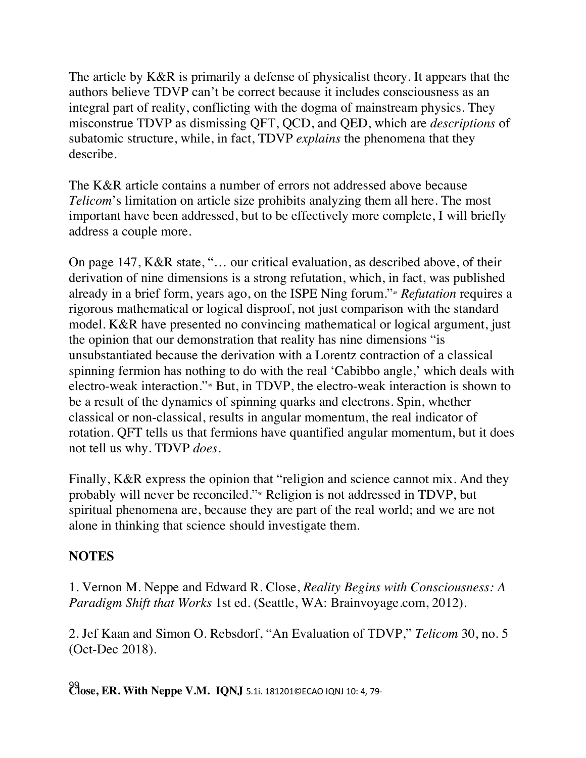The article by K&R is primarily a defense of physicalist theory. It appears that the authors believe TDVP can't be correct because it includes consciousness as an integral part of reality, conflicting with the dogma of mainstream physics. They misconstrue TDVP as dismissing QFT, QCD, and QED, which are *descriptions* of subatomic structure, while, in fact, TDVP *explains* the phenomena that they describe.

The K&R article contains a number of errors not addressed above because *Telicom*'s limitation on article size prohibits analyzing them all here. The most important have been addressed, but to be effectively more complete, I will briefly address a couple more.

On page 147, K&R state, "… our critical evaluation, as described above, of their derivation of nine dimensions is a strong refutation, which, in fact, was published already in a brief form, years ago, on the ISPE Ning forum."[48] *Refutation* requires a rigorous mathematical or logical disproof, not just comparison with the standard model. K&R have presented no convincing mathematical or logical argument, just the opinion that our demonstration that reality has nine dimensions "is unsubstantiated because the derivation with a Lorentz contraction of a classical spinning fermion has nothing to do with the real 'Cabibbo angle,' which deals with electro-weak interaction."[49] But, in TDVP, the electro-weak interaction is shown to be a result of the dynamics of spinning quarks and electrons. Spin, whether classical or non-classical, results in angular momentum, the real indicator of rotation. QFT tells us that fermions have quantified angular momentum, but it does not tell us why. TDVP *does*.

Finally, K&R express the opinion that "religion and science cannot mix. And they probably will never be reconciled."[50] Religion is not addressed in TDVP, but spiritual phenomena are, because they are part of the real world; and we are not alone in thinking that science should investigate them.

## NOTES

1. Vernon M. Neppe and Edward R. Close, *Reality Begins with Consciousness: A Paradigm Shift that Works* 1st ed. (Seattle, WA: Brainvoyage.com, 2012).

2. Jef Kaan and Simon O. Rebsdorf, "An Evaluation of TDVP," *Telicom* 30, no. 5 (Oct-Dec 2018).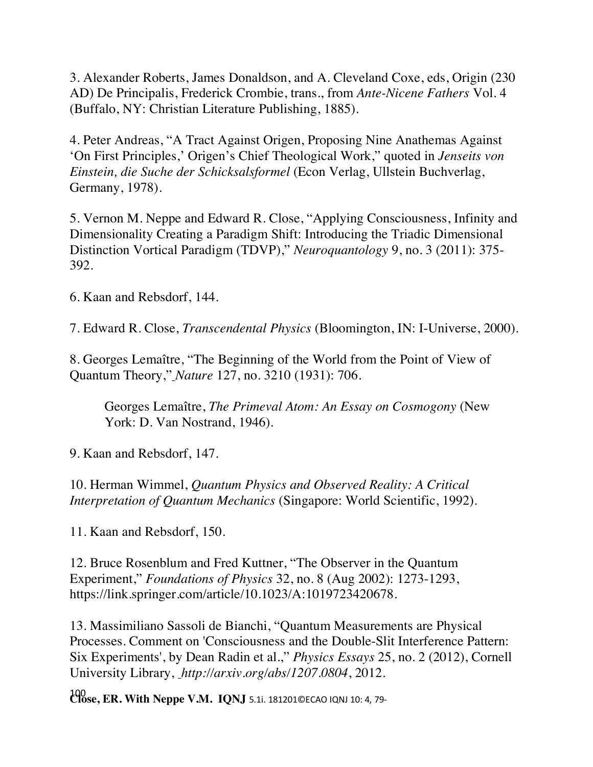3. Alexander Roberts, James Donaldson, and A. Cleveland Coxe, eds, Origin (230 AD) De Principalis, Frederick Crombie, trans., from *Ante-Nicene Fathers* Vol. 4 (Buffalo, NY: Christian Literature Publishing, 1885).

4. Peter Andreas, "A Tract Against Origen, Proposing Nine Anathemas Against 'On First Principles,' Origen's Chief Theological Work," quoted in *Jenseits von Einstein, die Suche der Schicksalsformel* (Econ Verlag, Ullstein Buchverlag, Germany, 1978).

5. Vernon M. Neppe and Edward R. Close, "Applying Consciousness, Infinity and Dimensionality Creating a Paradigm Shift: Introducing the Triadic Dimensional Distinction Vortical Paradigm (TDVP)," *Neuroquantology* 9, no. 3 (2011): 375-392.

6. Kaan and Rebsdorf, 144.

7. Edward R. Close, *Transcendental Physics* (Bloomington, IN: I-Universe, 2000).

8. Georges Lemaître, "The Beginning of the World from the Point of View of Quantum Theory," *Nature* 127, no. 3210 (1931): 706.

Georges Lemaître, *The Primeval Atom: An Essay on Cosmogony* (New York: D. Van Nostrand, 1946).

9. Kaan and Rebsdorf, 147.

10. Herman Wimmel, *Quantum Physics and Observed Reality: A Critical Interpretation of Quantum Mechanics* (Singapore: World Scientific, 1992).

11. Kaan and Rebsdorf, 150.

12. Bruce Rosenblum and Fred Kuttner, "The Observer in the Quantum Experiment," *Foundations of Physics* 32, no. 8 (Aug 2002): 1273-1293, https://link.springer.com/article/10.1023/A:1019723420678.

13. Massimiliano Sassoli de Bianchi, "Quantum Measurements are Physical Processes. Comment on 'Consciousness and the Double-Slit Interference Pattern: Six Experiments', by Dean Radin et al.," *Physics Essays* 25, no. 2 (2012), Cornell University Library, *http://arxiv.org/abs/1207.0804*, 2012.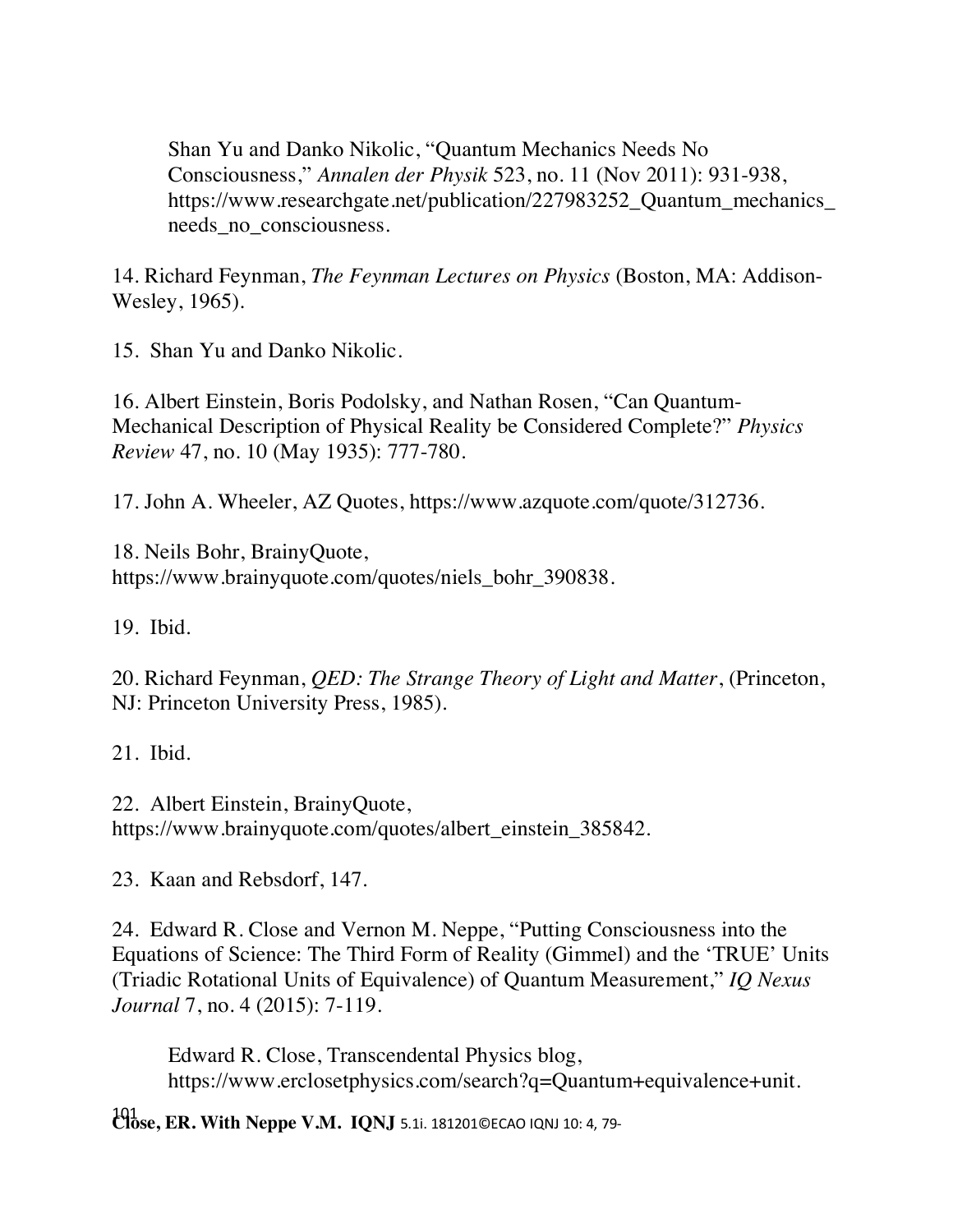Shan Yu and Danko Nikolic, "Quantum Mechanics Needs No Consciousness," *Annalen der Physik* 523, no. 11 (Nov 2011): 931-938, https://www.researchgate.net/publication/227983252_Quantum_mechanics_needs_no_consciousness.

14. Richard Feynman, *The Feynman Lectures on Physics* (Boston, MA: Addison-Wesley, 1965).

15. Shan Yu and Danko Nikolic.

16. Albert Einstein, Boris Podolsky, and Nathan Rosen, "Can Quantum-Mechanical Description of Physical Reality be Considered Complete?" *Physics Review* 47, no. 10 (May 1935): 777-780.

17. John A. Wheeler, AZ Quotes, https://www.azquote.com/quote/312736.

18. Neils Bohr, BrainyQuote, https://www.brainyquote.com/quotes/niels_bohr_390838.

19. Ibid.

20. Richard Feynman, *QED: The Strange Theory of Light and Matter*, (Princeton, NJ: Princeton University Press, 1985).

21. Ibid.

22. Albert Einstein, BrainyQuote, https://www.brainyquote.com/quotes/albert_einstein_385842.

23. Kaan and Rebsdorf, 147.

24. Edward R. Close and Vernon M. Neppe, "Putting Consciousness into the Equations of Science: The Third Form of Reality (Gimmel) and the 'TRUE' Units (Triadic Rotational Units of Equivalence) of Quantum Measurement," *IQ Nexus Journal* 7, no. 4 (2015): 7-119.

Edward R. Close, Transcendental Physics blog, https://www.erclosetphysics.com/search?q=Quantum+equivalence+unit.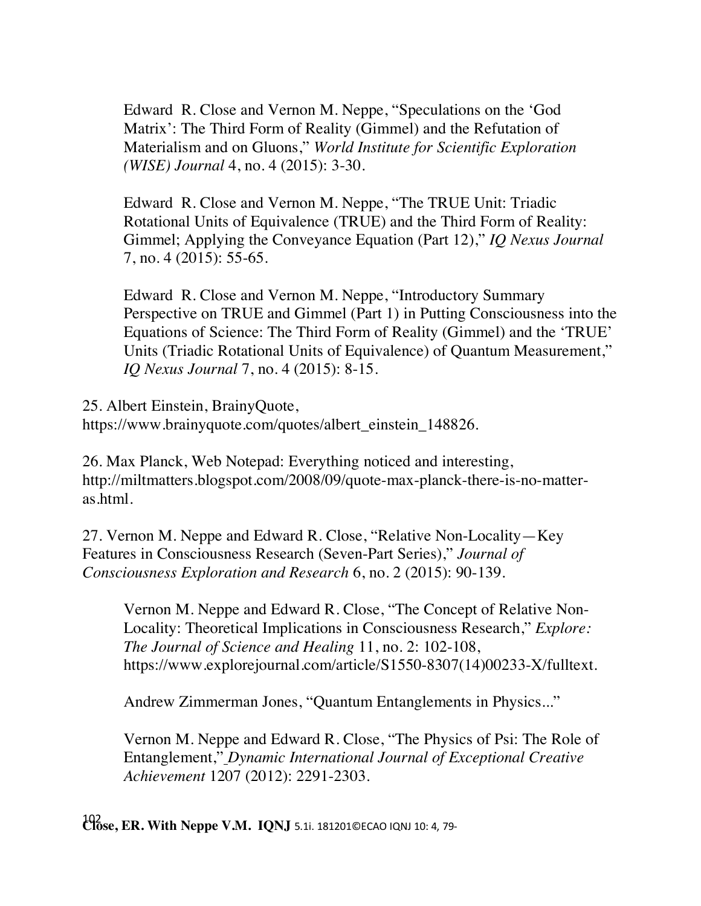Edward R. Close and Vernon M. Neppe, "Speculations on the 'God Matrix': The Third Form of Reality (Gimmel) and the Refutation of Materialism and on Gluons," *World Institute for Scientific Exploration (WISE) Journal* 4, no. 4 (2015): 3-30.

Edward R. Close and Vernon M. Neppe, "The TRUE Unit: Triadic Rotational Units of Equivalence (TRUE) and the Third Form of Reality: Gimmel; Applying the Conveyance Equation (Part 12)," *IQ Nexus Journal* 7, no. 4 (2015): 55-65.

Edward R. Close and Vernon M. Neppe, "Introductory Summary Perspective on TRUE and Gimmel (Part 1) in Putting Consciousness into the Equations of Science: The Third Form of Reality (Gimmel) and the 'TRUE' Units (Triadic Rotational Units of Equivalence) of Quantum Measurement," *IQ Nexus Journal* 7, no. 4 (2015): 8-15.

25. Albert Einstein, BrainyQuote, https://www.brainyquote.com/quotes/albert_einstein_148826.

26. Max Planck, Web Notepad: Everything noticed and interesting, http://miltmatters.blogspot.com/2008/09/quote-max-planck-there-is-no-matter-as.html.

27. Vernon M. Neppe and Edward R. Close, "Relative Non-Locality—Key Features in Consciousness Research (Seven-Part Series)," *Journal of Consciousness Exploration and Research* 6, no. 2 (2015): 90-139.

Vernon M. Neppe and Edward R. Close, "The Concept of Relative Non-Locality: Theoretical Implications in Consciousness Research," *Explore: The Journal of Science and Healing* 11, no. 2: 102-108, https://www.explorejournal.com/article/S1550-8307(14)00233-X/fulltext.

Andrew Zimmerman Jones, "Quantum Entanglements in Physics..."

Vernon M. Neppe and Edward R. Close, "The Physics of Psi: The Role of Entanglement," *Dynamic International Journal of Exceptional Creative Achievement* 1207 (2012): 2291-2303.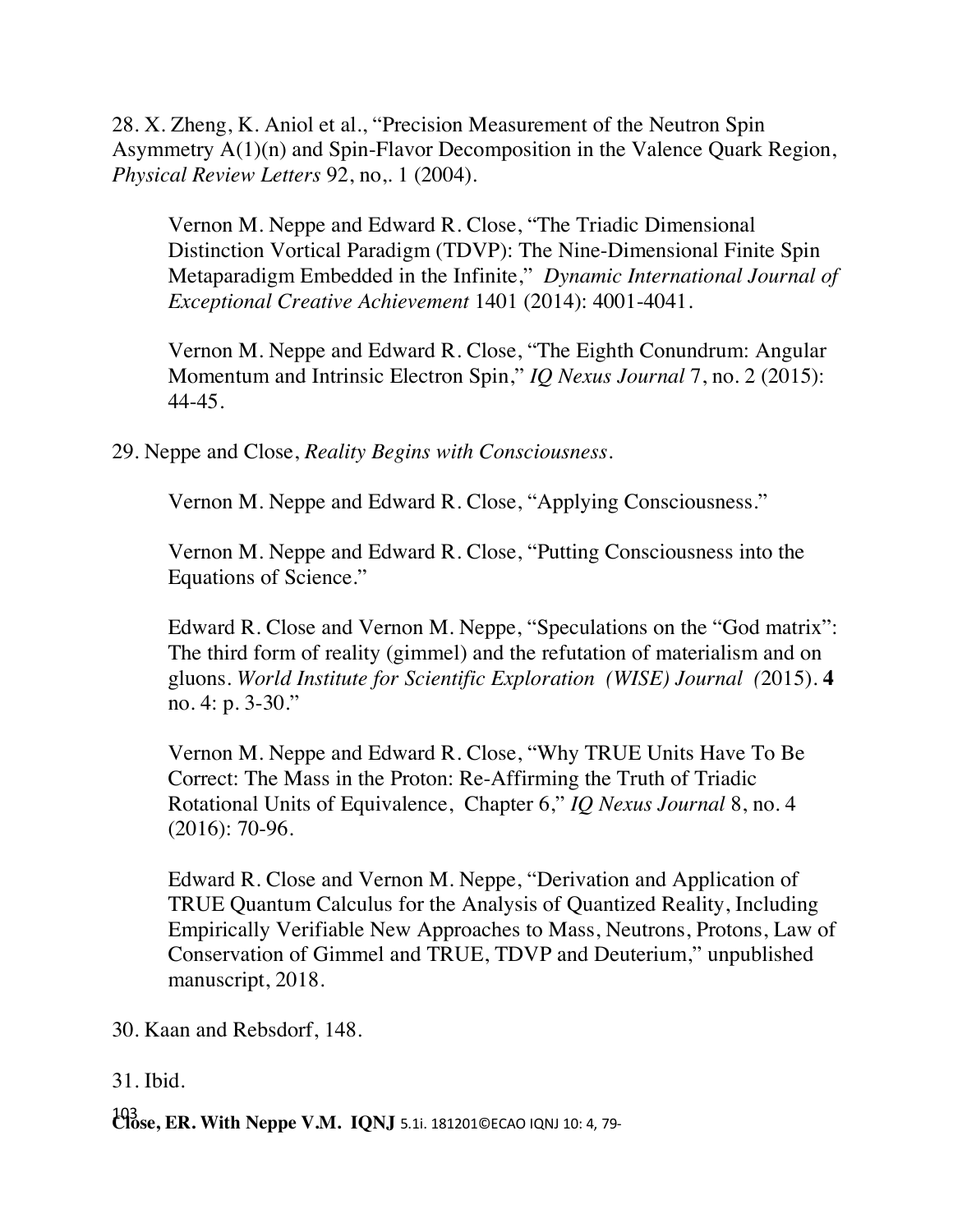28. X. Zheng, K. Aniol et al., “Precision Measurement of the Neutron Spin Asymmetry A(1)(n) and Spin-Flavor Decomposition in the Valence Quark Region, *Physical Review Letters* 92, no,. 1 (2004).

> Vernon M. Neppe and Edward R. Close, “The Triadic Dimensional Distinction Vortical Paradigm (TDVP): The Nine-Dimensional Finite Spin Metaparadigm Embedded in the Infinite,” *Dynamic International Journal of Exceptional Creative Achievement* 1401 (2014): 4001-4041.
>
> Vernon M. Neppe and Edward R. Close, “The Eighth Conundrum: Angular Momentum and Intrinsic Electron Spin,” *IQ Nexus Journal* 7, no. 2 (2015): 44-45.

29. Neppe and Close, *Reality Begins with Consciousness*.

> Vernon M. Neppe and Edward R. Close, “Applying Consciousness.”
>
> Vernon M. Neppe and Edward R. Close, “Putting Consciousness into the Equations of Science.”
>
> Edward R. Close and Vernon M. Neppe, “Speculations on the “God matrix”: The third form of reality (gimmel) and the refutation of materialism and on gluons. *World Institute for Scientific Exploration (WISE) Journal (*2015). **4** no. 4: p. 3-30.”
>
> Vernon M. Neppe and Edward R. Close, “Why TRUE Units Have To Be Correct: The Mass in the Proton: Re-Affirming the Truth of Triadic Rotational Units of Equivalence, Chapter 6,” *IQ Nexus Journal* 8, no. 4 (2016): 70-96.
>
> Edward R. Close and Vernon M. Neppe, “Derivation and Application of TRUE Quantum Calculus for the Analysis of Quantized Reality, Including Empirically Verifiable New Approaches to Mass, Neutrons, Protons, Law of Conservation of Gimmel and TRUE, TDVP and Deuterium,” unpublished manuscript, 2018.

30. Kaan and Rebsdorf, 148.

31. Ibid.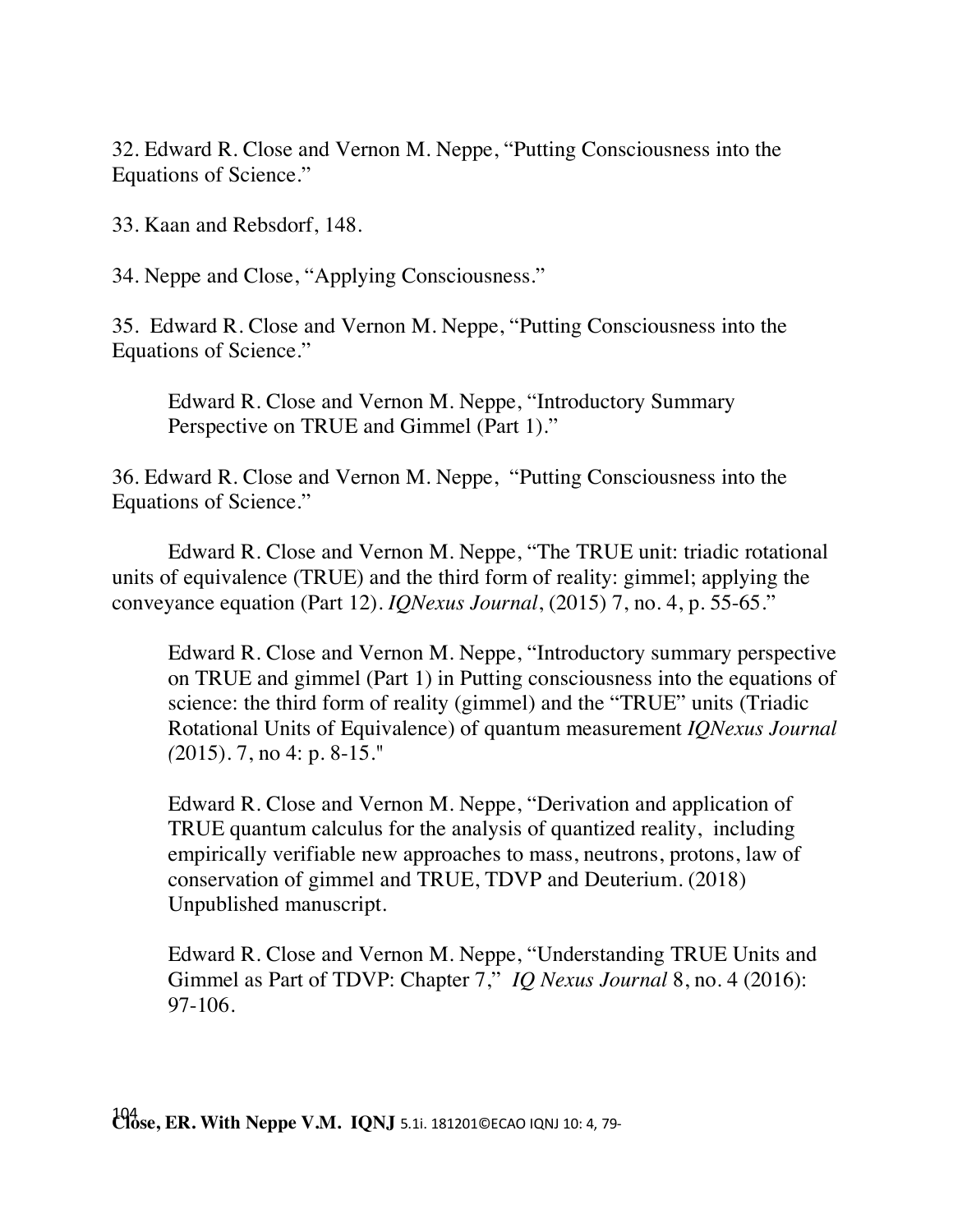32. Edward R. Close and Vernon M. Neppe, "Putting Consciousness into the Equations of Science."

33. Kaan and Rebsdorf, 148.

34. Neppe and Close, "Applying Consciousness."

35. Edward R. Close and Vernon M. Neppe, "Putting Consciousness into the Equations of Science."

Edward R. Close and Vernon M. Neppe, "Introductory Summary Perspective on TRUE and Gimmel (Part 1)."

36. Edward R. Close and Vernon M. Neppe, "Putting Consciousness into the Equations of Science."

Edward R. Close and Vernon M. Neppe, "The TRUE unit: triadic rotational units of equivalence (TRUE) and the third form of reality: gimmel; applying the conveyance equation (Part 12). *IQNexus Journal*, (2015) 7, no. 4, p. 55-65."

Edward R. Close and Vernon M. Neppe, "Introductory summary perspective on TRUE and gimmel (Part 1) in Putting consciousness into the equations of science: the third form of reality (gimmel) and the "TRUE" units (Triadic Rotational Units of Equivalence) of quantum measurement *IQNexus Journal (*2015). 7, no 4: p. 8-15."

Edward R. Close and Vernon M. Neppe, "Derivation and application of TRUE quantum calculus for the analysis of quantized reality, including empirically verifiable new approaches to mass, neutrons, protons, law of conservation of gimmel and TRUE, TDVP and Deuterium. (2018) Unpublished manuscript.

Edward R. Close and Vernon M. Neppe, "Understanding TRUE Units and Gimmel as Part of TDVP: Chapter 7," *IQ Nexus Journal* 8, no. 4 (2016): 97-106.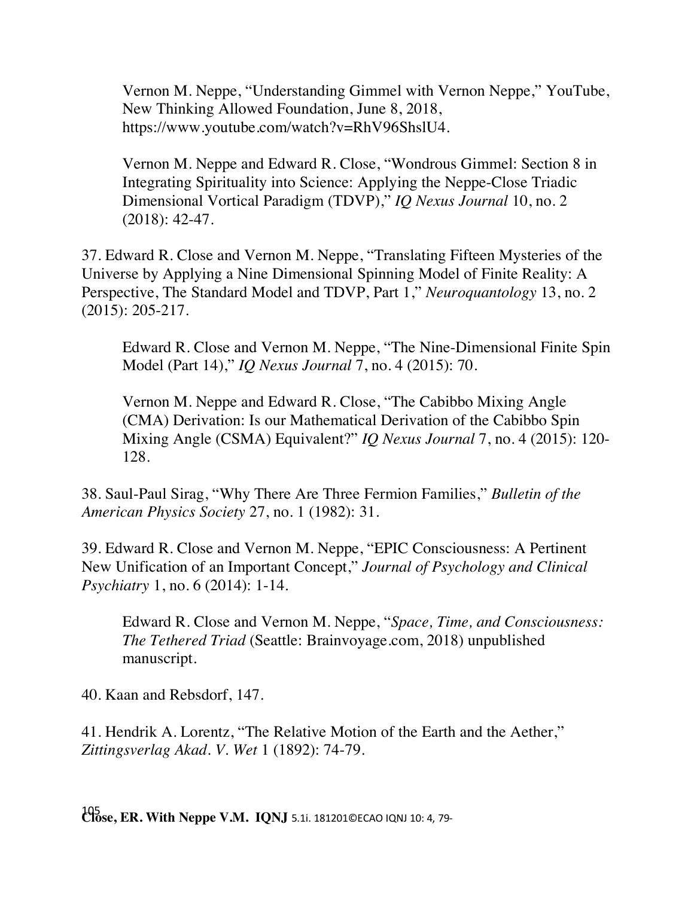Vernon M. Neppe, “Understanding Gimmel with Vernon Neppe,” YouTube, New Thinking Allowed Foundation, June 8, 2018, https://www.youtube.com/watch?v=RhV96ShslU4.

Vernon M. Neppe and Edward R. Close, “Wondrous Gimmel: Section 8 in Integrating Spirituality into Science: Applying the Neppe-Close Triadic Dimensional Vortical Paradigm (TDVP),” *IQ Nexus Journal* 10, no. 2 (2018): 42-47.

37. Edward R. Close and Vernon M. Neppe, “Translating Fifteen Mysteries of the Universe by Applying a Nine Dimensional Spinning Model of Finite Reality: A Perspective, The Standard Model and TDVP, Part 1,” *Neuroquantology* 13, no. 2 (2015): 205-217.

Edward R. Close and Vernon M. Neppe, “The Nine-Dimensional Finite Spin Model (Part 14),” *IQ Nexus Journal* 7, no. 4 (2015): 70.

Vernon M. Neppe and Edward R. Close, “The Cabibbo Mixing Angle (CMA) Derivation: Is our Mathematical Derivation of the Cabibbo Spin Mixing Angle (CSMA) Equivalent?” *IQ Nexus Journal* 7, no. 4 (2015): 120-128.

38. Saul-Paul Sirag, “Why There Are Three Fermion Families,” *Bulletin of the American Physics Society* 27, no. 1 (1982): 31.

39. Edward R. Close and Vernon M. Neppe, “EPIC Consciousness: A Pertinent New Unification of an Important Concept,” *Journal of Psychology and Clinical Psychiatry* 1, no. 6 (2014): 1-14.

Edward R. Close and Vernon M. Neppe, “*Space, Time, and Consciousness: The Tethered Triad* (Seattle: Brainvoyage.com, 2018) unpublished manuscript.

40. Kaan and Rebsdorf, 147.

41. Hendrik A. Lorentz, “The Relative Motion of the Earth and the Aether,” *Zittingsverlag Akad. V. Wet* 1 (1892): 74-79.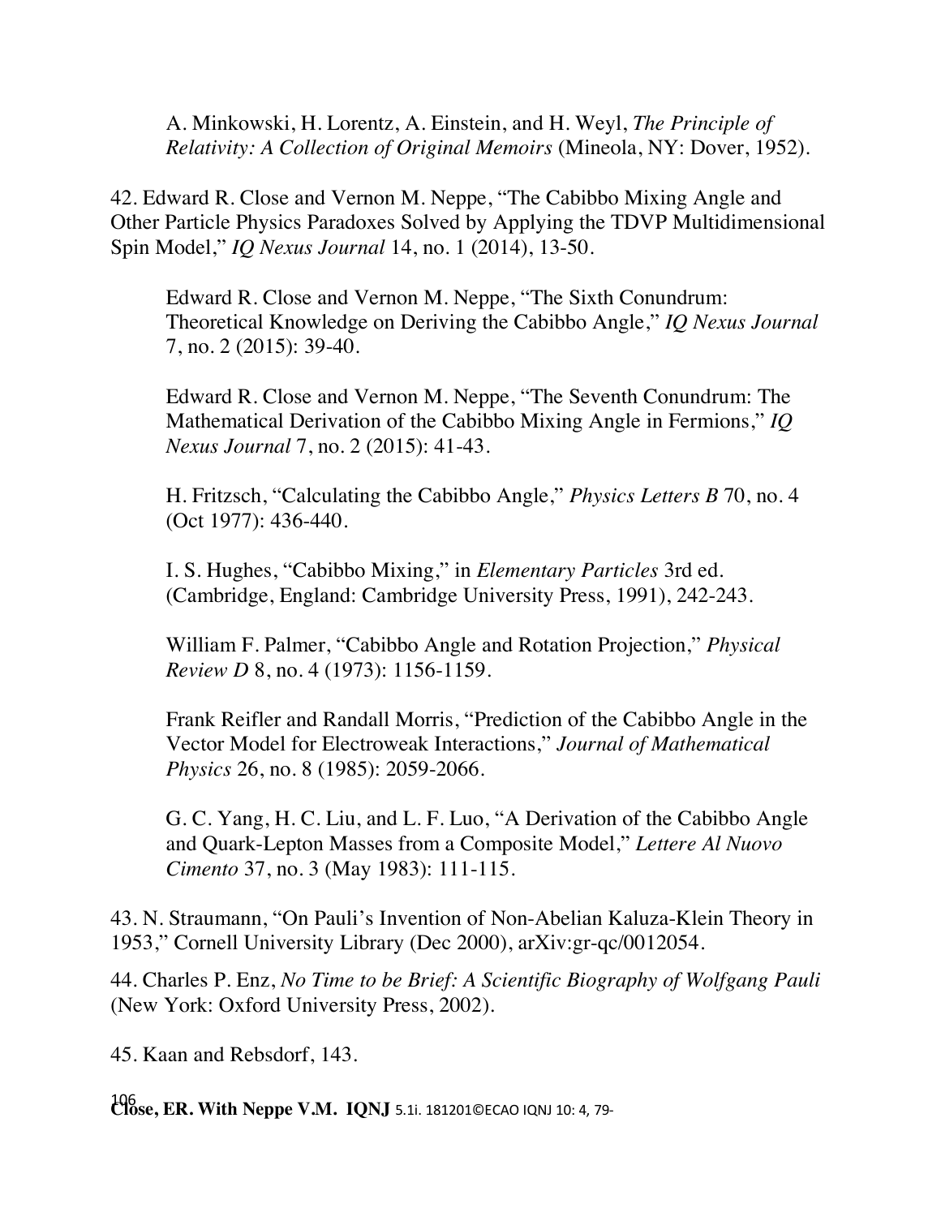A. Minkowski, H. Lorentz, A. Einstein, and H. Weyl, *The Principle of Relativity: A Collection of Original Memoirs* (Mineola, NY: Dover, 1952).

42. Edward R. Close and Vernon M. Neppe, "The Cabibbo Mixing Angle and Other Particle Physics Paradoxes Solved by Applying the TDVP Multidimensional Spin Model," *IQ Nexus Journal* 14, no. 1 (2014), 13-50.

Edward R. Close and Vernon M. Neppe, "The Sixth Conundrum: Theoretical Knowledge on Deriving the Cabibbo Angle," *IQ Nexus Journal* 7, no. 2 (2015): 39-40.

Edward R. Close and Vernon M. Neppe, "The Seventh Conundrum: The Mathematical Derivation of the Cabibbo Mixing Angle in Fermions," *IQ Nexus Journal* 7, no. 2 (2015): 41-43.

H. Fritzsch, "Calculating the Cabibbo Angle," *Physics Letters B* 70, no. 4 (Oct 1977): 436-440.

I. S. Hughes, "Cabibbo Mixing," in *Elementary Particles* 3rd ed. (Cambridge, England: Cambridge University Press, 1991), 242-243.

William F. Palmer, "Cabibbo Angle and Rotation Projection," *Physical Review D* 8, no. 4 (1973): 1156-1159.

Frank Reifler and Randall Morris, "Prediction of the Cabibbo Angle in the Vector Model for Electroweak Interactions," *Journal of Mathematical Physics* 26, no. 8 (1985): 2059-2066.

G. C. Yang, H. C. Liu, and L. F. Luo, "A Derivation of the Cabibbo Angle and Quark-Lepton Masses from a Composite Model," *Lettere Al Nuovo Cimento* 37, no. 3 (May 1983): 111-115.

43. N. Straumann, "On Pauli's Invention of Non-Abelian Kaluza-Klein Theory in 1953," Cornell University Library (Dec 2000), arXiv:gr-qc/0012054.

44. Charles P. Enz, *No Time to be Brief: A Scientific Biography of Wolfgang Pauli* (New York: Oxford University Press, 2002).

45. Kaan and Rebsdorf, 143.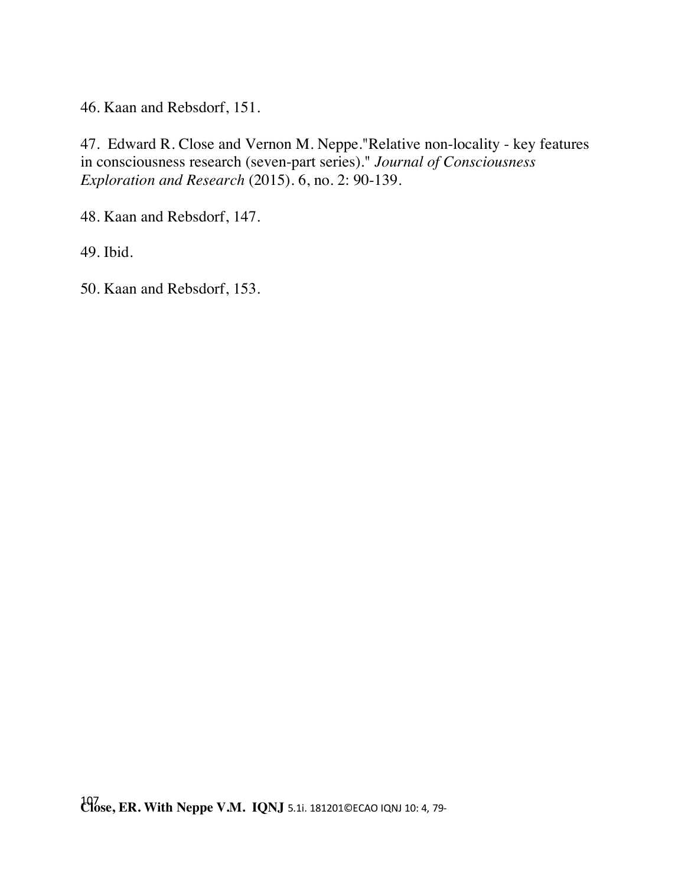46. Kaan and Rebsdorf, 151.

47. Edward R. Close and Vernon M. Neppe."Relative non-locality - key features in consciousness research (seven-part series)." *Journal of Consciousness Exploration and Research* (2015). 6, no. 2: 90-139.

48. Kaan and Rebsdorf, 147.

49. Ibid.

50. Kaan and Rebsdorf, 153.